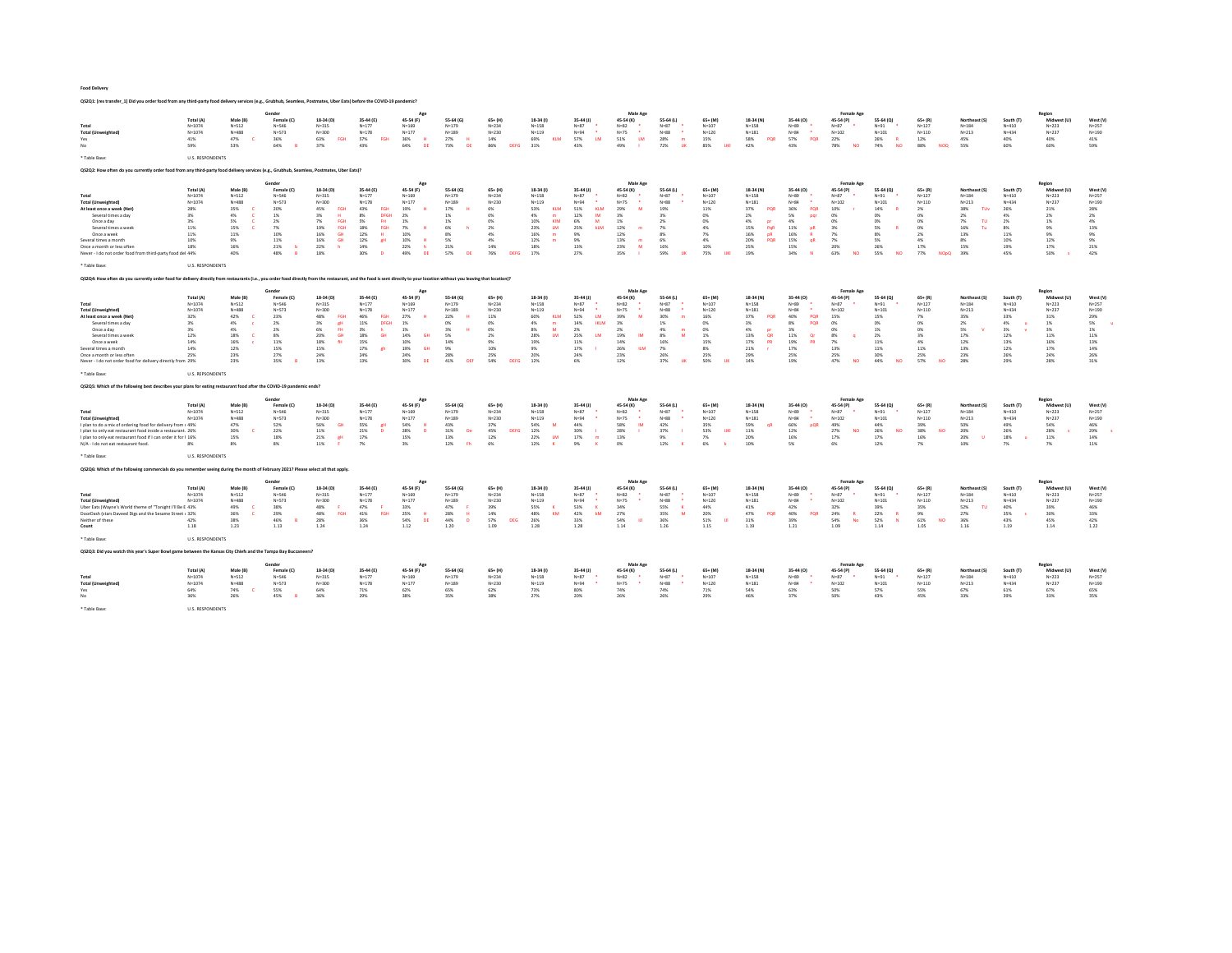**Food Delivery**

**QS2Q1: [res transfer_1] Did you order food from any third-party food delivery services (e.g., Grubhub, Seamless, Postmates, Uber Eats) before the COVID-19 pandemic?**

| | Total (A) | Male (B) | Female (C) | 18-34 (D) | 35-44 (E) | 45-54 (F) | 55-64 (G) | 65+ (H) | 18-34 (I) | 35-44 (J) | 45-54 (K) | 55-64 (L) | 65+ (M) | 18-34 (N) | 35-44 (O) | 45-54 (P) | 55-64 (Q) | 65+ (R) | Northeast (S) | South (T) | Midwest (U) | West (V) |
|---|---|---|---|---|---|---|---|---|---|---|---|---|---|---|---|---|---|---|---|---|---|---|
| | | Gender | | Age | | | | | Male Age | | | | | Female Age | | | | | Region | | | |
| Total | N=1074 | N=512 | N=546 | N=315 | N=177 | N=169 | N=179 | N=234 | N=158 | N=87 * | N=82 * | N=87 * | N=107 | N=158 | N=89 * | N=87 * | N=91 * | N=127 | N=184 | N=410 | N=223 | N=257 |
| Total (Unweighted) | N=1074 | N=488 | N=573 | N=300 | N=178 | N=177 | N=189 | N=230 | N=119 | N=94 * | N=75 * | N=88 * | N=120 | N=181 | N=84 * | N=102 | N=101 | N=110 | N=213 | N=434 | N=237 | N=190 |
| Yes | 41% | 47% C | 36% | 63% FGH | 57% FGH | 36% H | 27% H | 14% | 69% KLM | 57% LM | 51% LM | 28% m | 15% | 58% PQR | 57% PQR | 22% | 26% R | 12% | 45% | 40% | 40% | 41% |
| No | 59% | 53% | 64% B | 37% | 43% | 64% DE | 73% DE | 86% DEFG | 31% | 43% | 49% I | 72% IJK | 85% IJKl | 42% | 43% | 78% NO | 74% NO | 88% NOQ | 55% | 60% | 60% | 59% |

* Table Base: U.S. RESPONDENTS

**QS2Q2: How often do you currently order food from any third-party food delivery services (e.g., Grubhub, Seamless, Postmates, Uber Eats)?**

| | Total (A) | Male (B) | Female (C) | 18-34 (D) | 35-44 (E) | 45-54 (F) | 55-64 (G) | 65+ (H) | 18-34 (I) | 35-44 (J) | 45-54 (K) | 55-64 (L) | 65+ (M) | 18-34 (N) | 35-44 (O) | 45-54 (P) | 55-64 (Q) | 65+ (R) | Northeast (S) | South (T) | Midwest (U) | West (V) |
|---|---|---|---|---|---|---|---|---|---|---|---|---|---|---|---|---|---|---|---|---|---|---|
| | | Gender | | Age | | | | | Male Age | | | | | Female Age | | | | | Region | | | |
| Total | N=1074 | N=512 | N=546 | N=315 | N=177 | N=169 | N=179 | N=234 | N=158 | N=87 * | N=82 * | N=87 * | N=107 | N=158 | N=89 * | N=87 * | N=91 * | N=127 | N=184 | N=410 | N=223 | N=257 |
| Total (Unweighted) | N=1074 | N=488 | N=573 | N=300 | N=178 | N=177 | N=189 | N=230 | N=119 | N=94 * | N=75 * | N=88 * | N=120 | N=181 | N=84 * | N=102 | N=101 | N=110 | N=213 | N=434 | N=237 | N=190 |
| At least once a week (Net) | 28% | 35% C | 20% | 45% FGH | 43% FGH | 19% H | 17% H | 6% | 53% KLM | 51% KLM | 29% M | 19% | 11% | 37% PQR | 36% PQR | 10% r | 14% R | 2% | 38% TUv | 26% | 21% | 28% |
| Several times a day | 3% | 4% C | 1% | 3% H | 8% DFGH | 2% | 1% | 0% | 4% m | 12% IM | 3% | 3% | 0% | 2% | 5% pqr | 0% | 0% | 0% | 2% | 4% | 2% | 2% |
| Once a day | 3% | 5% C | 2% | 7% FGH | 5% FH | 1% | 1% | 0% | 10% KIM | 6% M | 1% | 2% | 0% | 4% pr | 4% | 0% | 0% | 0% | 7% TU | 2% | 1% | 4% |
| Several times a week | 11% | 15% C | 7% | 19% FGH | 18% FGH | 7% H | 6% h | 2% | 23% LM | 25% kLM | 12% m | 7% | 4% | 15% PqR | 11% pR | 3% | 5% R | 0% | 16% Tu | 8% | 9% | 13% |
| Once a week | 11% | 11% | 10% | 16% GH | 12% H | 10% | 8% | 4% | 16% m | 9% | 12% | 8% | 7% | 16% pR | 16% R | 7% | 8% | 2% | 13% | 11% | 9% | 9% |
| Several times a month | 10% | 9% | 11% | 16% GH | 12% gH | 10% H | 5% | 4% | 12% m | 9% | 13% m | 6% | 4% | 20% PQR | 15% qR | 7% | 5% | 4% | 8% | 10% | 12% | 9% |
| Once a month or less often | 18% | 16% | 21% b | 22% h | 14% | 22% h | 21% | 14% | 18% | 13% | 23% M | 16% | 10% | 25% | 15% | 20% | 26% | 17% | 15% | 19% | 17% | 21% |
| Never - I do not order food from third-party food del | 44% | 40% | 48% B | 18% | 30% D | 49% DE | 57% DE | 76% DEFG | 17% | 27% | 35% I | 59% IJK | 75% IJKl | 19% | 34% N | 63% NO | 55% NO | 77% NOpQ | 39% | 45% | 50% s | 42% |

* Table Base: U.S. RESPONDENTS

**QS2Q4: How often do you currently order food for delivery directly from restaurants (i.e., you order food directly from the restaurant, and the food is sent directly to your location without you leaving that location)?**

| | Total (A) | Male (B) | Female (C) | 18-34 (D) | 35-44 (E) | 45-54 (F) | 55-64 (G) | 65+ (H) | 18-34 (I) | 35-44 (J) | 45-54 (K) | 55-64 (L) | 65+ (M) | 18-34 (N) | 35-44 (O) | 45-54 (P) | 55-64 (Q) | 65+ (R) | Northeast (S) | South (T) | Midwest (U) | West (V) |
|---|---|---|---|---|---|---|---|---|---|---|---|---|---|---|---|---|---|---|---|---|---|---|
| | | Gender | | Age | | | | | Male Age | | | | | Female Age | | | | | Region | | | |
| Total | N=1074 | N=512 | N=546 | N=315 | N=177 | N=169 | N=179 | N=234 | N=158 | N=87 * | N=82 * | N=87 * | N=107 | N=158 | N=89 * | N=87 * | N=91 * | N=127 | N=184 | N=410 | N=223 | N=257 |
| Total (Unweighted) | N=1074 | N=488 | N=573 | N=300 | N=178 | N=177 | N=189 | N=230 | N=119 | N=94 * | N=75 * | N=88 * | N=120 | N=181 | N=84 * | N=102 | N=101 | N=110 | N=213 | N=434 | N=237 | N=190 |
| At least once a week (Net) | 32% | 42% C | 23% | 48% FGH | 46% FGH | 27% H | 22% H | 11% | 60% KLM | 52% LM | 39% M | 30% m | 16% | 37% PQR | 40% PQR | 15% | 15% | 7% | 35% | 33% | 31% | 29% |
| Several times a day | 3% | 4% c | 2% | 3% gH | 11% DFGH | 3% | 0% | 0% | 4% m | 14% IKLM | 3% | 1% | 0% | 3% | 8% PQR | 0% | 0% | 0% | 2% | 4% u | 1% | 5% u |
| Once a day | 3% | 4% | 2% | 6% FH | 3% h | 1% | 3% H | 0% | 8% M | 2% | 2% | 4% m | 0% | 4% pr | 3% | 0% | 1% | 0% | 5% V | 3% v | 3% | 1% |
| Several times a week | 12% | 18% C | 8% | 20% GH | 18% GH | 14% GH | 5% | 2% | 28% LM | 25% LM | 19% lM | 8% M | 1% | 13% QR | 11% Qr | 8% q | 2% | 3% | 17% | 12% | 11% | 11% |
| Once a week | 14% | 16% c | 11% | 18% fH | 15% | 10% | 14% | 9% | 19% | 11% | 14% | 16% | 15% | 17% PR | 19% PR | 7% | 11% | 4% | 12% | 13% | 16% | 13% |
| Several times a month | 14% | 12% | 15% | 15% | 17% gh | 19% GH | 9% | 10% | 9% | 17% | 26% ILM | 7% | 8% | 21% r | 17% | 13% | 11% | 11% | 13% | 12% | 17% | 14% |
| Once a month or less often | 25% | 23% | 27% | 24% | 24% | 24% | 28% | 25% | 20% | 24% | 23% | 26% | 25% | 29% | 25% | 25% | 30% | 25% | 23% | 26% | 24% | 26% |
| Never - I do not order food for delivery directly from | 29% | 23% | 35% B | 13% | 13% | 30% DE | 41% DEf | 54% DEFG | 12% | 6% | 12% | 37% IJK | 50% IJK | 14% | 19% | 47% NO | 44% NO | 57% NO | 28% | 29% | 28% | 31% |

* Table Base: U.S. RESPONDENTS

**QS2Q5: Which of the following best describes your plans for eating restaurant food after the COVID-19 pandemic ends?**

| | Total (A) | Male (B) | Female (C) | 18-34 (D) | 35-44 (E) | 45-54 (F) | 55-64 (G) | 65+ (H) | 18-34 (I) | 35-44 (J) | 45-54 (K) | 55-64 (L) | 65+ (M) | 18-34 (N) | 35-44 (O) | 45-54 (P) | 55-64 (Q) | 65+ (R) | Northeast (S) | South (T) | Midwest (U) | West (V) |
|---|---|---|---|---|---|---|---|---|---|---|---|---|---|---|---|---|---|---|---|---|---|---|
| | | Gender | | Age | | | | | Male Age | | | | | Female Age | | | | | Region | | | |
| Total | N=1074 | N=512 | N=546 | N=315 | N=177 | N=169 | N=179 | N=234 | N=158 | N=87 * | N=82 * | N=87 * | N=107 | N=158 | N=89 * | N=87 * | N=91 * | N=127 | N=184 | N=410 | N=223 | N=257 |
| Total (Unweighted) | N=1074 | N=488 | N=573 | N=300 | N=178 | N=177 | N=189 | N=230 | N=119 | N=94 * | N=75 * | N=88 * | N=120 | N=181 | N=84 * | N=102 | N=101 | N=110 | N=213 | N=434 | N=237 | N=190 |
| I plan to do a mix of ordering food for delivery from r | 49% | 47% | 52% | 56% GH | 55% gH | 54% H | 43% | 37% | 54% M | 44% | 58% lM | 42% | 35% | 59% qR | 66% pQR | 49% | 44% | 39% | 50% | 49% | 54% | 46% |
| I plan to only eat restaurant food inside a restaurant | 26% | 30% C | 22% | 11% | 21% D | 28% D | 31% De | 45% DEFG | 12% | 30% I | 28% I | 37% I | 53% IJKl | 11% | 12% | 27% NO | 26% NO | 38% NO | 20% | 26% | 28% s | 29% s |
| I plan to only eat restaurant food if I can order it for | 16% | 15% | 18% | 21% gH | 17% | 15% | 13% | 12% | 22% LM | 17% m | 13% | 9% | 7% | 20% | 16% | 17% | 17% | 16% | 20% U | 18% u | 11% | 14% |
| N/A - I do not eat restaurant food. | 8% | 8% | 8% | 11% F | 7% | 3% | 12% Fh | 6% | 12% K | 9% K | 0% | 12% K | 6% k | 10% | 5% | 6% | 12% | 7% | 10% | 7% | 7% | 11% |

* Table Base: U.S. RESPONDENTS

**QS2Q6: Which of the following commercials do you remember seeing during the month of February 2021? Please select all that apply.**

| | Total (A) | Male (B) | Female (C) | 18-34 (D) | 35-44 (E) | 45-54 (F) | 55-64 (G) | 65+ (H) | 18-34 (I) | 35-44 (J) | 45-54 (K) | 55-64 (L) | 65+ (M) | 18-34 (N) | 35-44 (O) | 45-54 (P) | 55-64 (Q) | 65+ (R) | Northeast (S) | South (T) | Midwest (U) | West (V) |
|---|---|---|---|---|---|---|---|---|---|---|---|---|---|---|---|---|---|---|---|---|---|---|
| | | Gender | | Age | | | | | Male Age | | | | | Female Age | | | | | Region | | | |
| Total | N=1074 | N=512 | N=546 | N=315 | N=177 | N=169 | N=179 | N=234 | N=158 | N=87 * | N=82 * | N=87 * | N=107 | N=158 | N=89 * | N=87 * | N=91 * | N=127 | N=184 | N=410 | N=223 | N=257 |
| Total (Unweighted) | N=1074 | N=488 | N=573 | N=300 | N=178 | N=177 | N=189 | N=230 | N=119 | N=94 * | N=75 * | N=88 * | N=120 | N=181 | N=84 * | N=102 | N=101 | N=110 | N=213 | N=434 | N=237 | N=190 |
| Uber Eats (Wayne's World theme of "Tonight I'll Be E | 43% | 49% C | 38% | 48% F | 47% F | 34% | 47% F | 39% | 55% K | 53% K | 34% | 55% K | 44% | 41% | 42% | 32% | 39% | 35% | 52% TU | 40% | 39% | 46% |
| DoorDash (stars Daveed Digs and the Sesame Street | 32% | 36% C | 29% | 48% FGH | 41% FGH | 25% H | 28% H | 14% | 48% KM | 42% kM | 27% | 35% M | 20% | 47% PQR | 40% PQR | 24% R | 22% R | 9% | 27% | 35% s | 30% | 33% |
| Neither of these | 42% | 38% | 46% B | 28% | 36% | 54% DE | 44% D | 57% DEG | 26% | 33% | 54% IJ | 36% | 51% IJl | 31% | 39% | 54% No | 52% N | 61% NO | 36% | 43% | 45% | 42% |
| Count | 1.18 | 1.23 | 1.13 | 1.24 | 1.24 | 1.12 | 1.20 | 1.09 | 1.28 | 1.28 | 1.14 | 1.26 | 1.15 | 1.19 | 1.21 | 1.09 | 1.14 | 1.05 | 1.16 | 1.19 | 1.14 | 1.22 |

* Table Base: U.S. RESPONDENTS

**QS2Q3: Did you watch this year's Super Bowl game between the Kansas City Chiefs and the Tampa Bay Buccaneers?**

| | Total (A) | Male (B) | Female (C) | 18-34 (D) | 35-44 (E) | 45-54 (F) | 55-64 (G) | 65+ (H) | 18-34 (I) | 35-44 (J) | 45-54 (K) | 55-64 (L) | 65+ (M) | 18-34 (N) | 35-44 (O) | 45-54 (P) | 55-64 (Q) | 65+ (R) | Northeast (S) | South (T) | Midwest (U) | West (V) |
|---|---|---|---|---|---|---|---|---|---|---|---|---|---|---|---|---|---|---|---|---|---|---|
| | | Gender | | Age | | | | | Male Age | | | | | Female Age | | | | | Region | | | |
| Total | N=1074 | N=512 | N=546 | N=315 | N=177 | N=169 | N=179 | N=234 | N=158 | N=87 * | N=82 * | N=87 * | N=107 | N=158 | N=89 * | N=87 * | N=91 * | N=127 | N=184 | N=410 | N=223 | N=257 |
| Total (Unweighted) | N=1074 | N=488 | N=573 | N=300 | N=178 | N=177 | N=189 | N=230 | N=119 | N=94 * | N=75 * | N=88 * | N=120 | N=181 | N=84 * | N=102 | N=101 | N=110 | N=213 | N=434 | N=237 | N=190 |
| Yes | 64% | 74% C | 55% | 64% | 71% | 62% | 65% | 62% | 73% | 80% | 74% | 74% | 71% | 54% | 63% | 50% | 57% | 55% | 67% | 61% | 67% | 65% |
| No | 36% | 26% | 45% B | 36% | 29% | 38% | 35% | 38% | 27% | 20% | 26% | 26% | 29% | 46% | 37% | 50% | 43% | 45% | 33% | 39% | 33% | 35% |

* Table Base: U.S. RESPONDENTS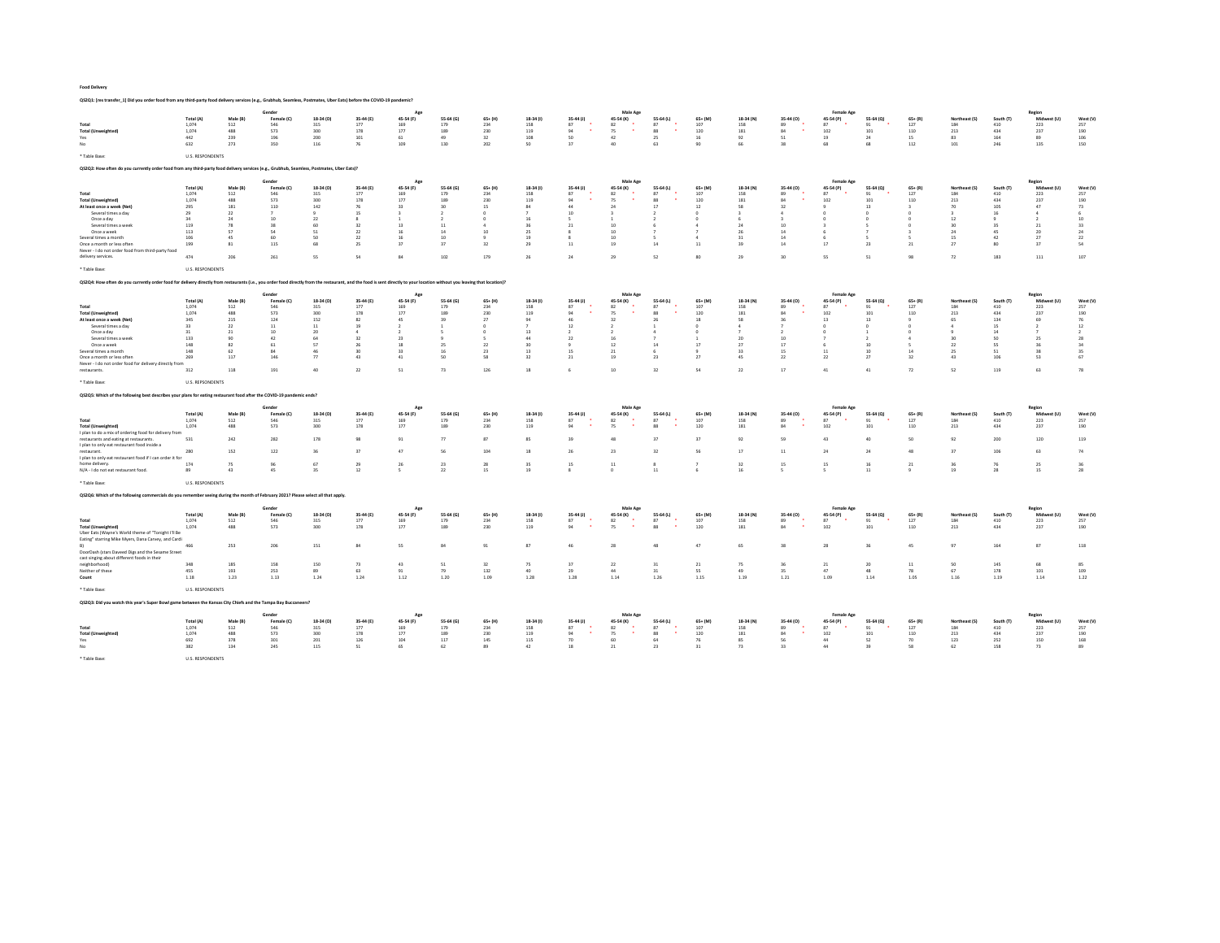**Food Delivery**

**QS2Q1: [res transfer_1] Did you order food from any third-party food delivery services (e.g., Grubhub, Seamless, Postmates, Uber Eats) before the COVID-19 pandemic?**

| | | Gender | | Age | | | | | Male Age | | | | | Female Age | | | | | Region | | | |
|---|---|---|---|---|---|---|---|---|---|---|---|---|---|---|---|---|---|---|---|---|---|---|
| | Total (A) | Male (B) | Female (C) | 18-34 (D) | 35-44 (E) | 45-54 (F) | 55-64 (G) | 65+ (H) | 18-34 (I) | 35-44 (J) | 45-54 (K) | 55-64 (L) | 65+ (M) | 18-34 (N) | 35-44 (O) | 45-54 (P) | 55-64 (Q) | 65+ (R) | Northeast (S) | South (T) | Midwest (U) | West (V) |
| Total | 1,074 | 512 | 546 | 315 | 177 | 169 | 179 | 234 | 158 | 87 * | 82 * | 87 * | 107 | 158 | 89 * | 87 * | 91 * | 127 | 184 | 410 | 223 | 257 |
| Total (Unweighted) | 1,074 | 488 | 573 | 300 | 178 | 177 | 189 | 230 | 119 | 94 * | 75 * | 88 * | 120 | 181 | 84 * | 102 | 101 | 110 | 213 | 434 | 237 | 190 |
| Yes | 442 | 239 | 196 | 200 | 101 | 61 | 49 | 32 | 108 | 50 | 42 | 25 | 16 | 92 | 51 | 19 | 24 | 15 | 83 | 164 | 89 | 106 |
| No | 632 | 273 | 350 | 116 | 76 | 109 | 130 | 202 | 50 | 37 | 40 | 63 | 90 | 66 | 38 | 68 | 68 | 112 | 101 | 246 | 135 | 150 |

* Table Base: U.S. RESPONDENTS

**QS2Q2: How often do you currently order food from any third-party food delivery services (e.g., Grubhub, Seamless, Postmates, Uber Eats)?**

| | | Gender | | Age | | | | | Male Age | | | | | Female Age | | | | | Region | | | |
|---|---|---|---|---|---|---|---|---|---|---|---|---|---|---|---|---|---|---|---|---|---|---|
| | Total (A) | Male (B) | Female (C) | 18-34 (D) | 35-44 (E) | 45-54 (F) | 55-64 (G) | 65+ (H) | 18-34 (I) | 35-44 (J) | 45-54 (K) | 55-64 (L) | 65+ (M) | 18-34 (N) | 35-44 (O) | 45-54 (P) | 55-64 (Q) | 65+ (R) | Northeast (S) | South (T) | Midwest (U) | West (V) |
| Total | 1,074 | 512 | 546 | 315 | 177 | 169 | 179 | 234 | 158 | 87 * | 82 * | 87 * | 107 | 158 | 89 * | 87 * | 91 * | 127 | 184 | 410 | 223 | 257 |
| Total (Unweighted) | 1,074 | 488 | 573 | 300 | 178 | 177 | 189 | 230 | 119 | 94 * | 75 * | 88 * | 120 | 181 | 84 * | 102 | 101 | 110 | 213 | 434 | 237 | 190 |
| At least once a week (Net) | 295 | 181 | 110 | 142 | 76 | 33 | 30 | 15 | 84 | 44 | 24 | 17 | 12 | 58 | 32 | 9 | 13 | 3 | 70 | 105 | 47 | 73 |
| Several times a day | 29 | 22 | 7 | 9 | 15 | 3 | 2 | 0 | 7 | 10 | 3 | 2 | 0 | 3 | 4 | 0 | 0 | 0 | 3 | 16 | 4 | 6 |
| Once a day | 34 | 24 | 10 | 22 | 8 | 1 | 2 | 0 | 16 | 5 | 1 | 2 | 0 | 6 | 3 | 0 | 0 | 0 | 12 | 9 | 2 | 10 |
| Several times a week | 119 | 78 | 38 | 60 | 32 | 13 | 11 | 4 | 36 | 21 | 10 | 6 | 4 | 24 | 10 | 3 | 5 | 0 | 30 | 35 | 21 | 33 |
| Once a week | 113 | 57 | 54 | 51 | 22 | 16 | 14 | 10 | 25 | 8 | 10 | 7 | 7 | 26 | 14 | 6 | 7 | 3 | 24 | 45 | 20 | 24 |
| Several times a month | 106 | 45 | 60 | 50 | 22 | 16 | 10 | 9 | 19 | 8 | 10 | 5 | 4 | 31 | 14 | 6 | 5 | 5 | 15 | 42 | 27 | 22 |
| Once a month or less often | 199 | 81 | 115 | 68 | 25 | 37 | 37 | 32 | 29 | 11 | 19 | 14 | 11 | 39 | 14 | 17 | 23 | 21 | 27 | 80 | 37 | 54 |
| Never - I do not order food from third-party food delivery services. | 474 | 206 | 261 | 55 | 54 | 84 | 102 | 179 | 26 | 24 | 29 | 52 | 80 | 29 | 30 | 55 | 51 | 98 | 72 | 183 | 111 | 107 |

* Table Base: U.S. RESPONDENTS

**QS2Q4: How often do you currently order food for delivery directly from restaurants (i.e., you order food directly from the restaurant, and the food is sent directly to your location without you leaving that location)?**

| | | Gender | | Age | | | | | Male Age | | | | | Female Age | | | | | Region | | | |
|---|---|---|---|---|---|---|---|---|---|---|---|---|---|---|---|---|---|---|---|---|---|---|
| | Total (A) | Male (B) | Female (C) | 18-34 (D) | 35-44 (E) | 45-54 (F) | 55-64 (G) | 65+ (H) | 18-34 (I) | 35-44 (J) | 45-54 (K) | 55-64 (L) | 65+ (M) | 18-34 (N) | 35-44 (O) | 45-54 (P) | 55-64 (Q) | 65+ (R) | Northeast (S) | South (T) | Midwest (U) | West (V) |
| Total | 1,074 | 512 | 546 | 315 | 177 | 169 | 179 | 234 | 158 | 87 * | 82 * | 87 * | 107 | 158 | 89 * | 87 * | 91 * | 127 | 184 | 410 | 223 | 257 |
| Total (Unweighted) | 1,074 | 488 | 573 | 300 | 178 | 177 | 189 | 230 | 119 | 94 * | 75 * | 88 * | 120 | 181 | 84 * | 102 | 101 | 110 | 213 | 434 | 237 | 190 |
| At least once a week (Net) | 345 | 215 | 124 | 152 | 82 | 45 | 39 | 27 | 94 | 46 | 32 | 26 | 18 | 58 | 36 | 13 | 13 | 9 | 65 | 134 | 69 | 76 |
| Several times a day | 33 | 22 | 11 | 11 | 19 | 2 | 1 | 0 | 7 | 12 | 2 | 1 | 0 | 4 | 7 | 0 | 0 | 0 | 4 | 15 | 2 | 12 |
| Once a day | 31 | 21 | 10 | 20 | 4 | 2 | 5 | 0 | 13 | 2 | 2 | 4 | 0 | 7 | 2 | 0 | 1 | 0 | 9 | 14 | 7 | 2 |
| Several times a week | 133 | 90 | 42 | 64 | 32 | 23 | 9 | 5 | 44 | 22 | 16 | 7 | 1 | 20 | 10 | 7 | 2 | 4 | 30 | 50 | 25 | 28 |
| Once a week | 148 | 82 | 61 | 57 | 26 | 18 | 25 | 22 | 30 | 9 | 12 | 14 | 17 | 27 | 17 | 6 | 10 | 5 | 22 | 55 | 36 | 34 |
| Several times a month | 148 | 62 | 84 | 46 | 30 | 33 | 16 | 23 | 13 | 15 | 21 | 6 | 9 | 33 | 15 | 11 | 10 | 14 | 25 | 51 | 38 | 35 |
| Once a month or less often | 269 | 117 | 146 | 77 | 43 | 41 | 50 | 58 | 32 | 21 | 19 | 23 | 27 | 45 | 22 | 22 | 27 | 32 | 43 | 106 | 53 | 67 |
| Never - I do not order food for delivery directly from restaurants. | 312 | 118 | 191 | 40 | 22 | 51 | 73 | 126 | 18 | 6 | 10 | 32 | 54 | 22 | 17 | 41 | 41 | 72 | 52 | 119 | 63 | 78 |

* Table Base: U.S. RESPONDENTS

**QS2Q5: Which of the following best describes your plans for eating restaurant food after the COVID-19 pandemic ends?**

| | | Gender | | Age | | | | | Male Age | | | | | Female Age | | | | | Region | | | |
|---|---|---|---|---|---|---|---|---|---|---|---|---|---|---|---|---|---|---|---|---|---|---|
| | Total (A) | Male (B) | Female (C) | 18-34 (D) | 35-44 (E) | 45-54 (F) | 55-64 (G) | 65+ (H) | 18-34 (I) | 35-44 (J) | 45-54 (K) | 55-64 (L) | 65+ (M) | 18-34 (N) | 35-44 (O) | 45-54 (P) | 55-64 (Q) | 65+ (R) | Northeast (S) | South (T) | Midwest (U) | West (V) |
| Total | 1,074 | 512 | 546 | 315 | 177 | 169 | 179 | 234 | 158 | 87 * | 82 * | 87 * | 107 | 158 | 89 * | 87 * | 91 * | 127 | 184 | 410 | 223 | 257 |
| Total (Unweighted) | 1,074 | 488 | 573 | 300 | 178 | 177 | 189 | 230 | 119 | 94 * | 75 * | 88 * | 120 | 181 | 84 * | 102 | 101 | 110 | 213 | 434 | 237 | 190 |
| I plan to do a mix of ordering food for delivery from restaurants and eating at restaurants. | 531 | 242 | 282 | 178 | 98 | 91 | 77 | 87 | 85 | 39 | 48 | 37 | 37 | 92 | 59 | 43 | 40 | 50 | 92 | 200 | 120 | 119 |
| I plan to only eat restaurant food inside a restaurant. | 280 | 152 | 122 | 36 | 37 | 47 | 56 | 104 | 18 | 26 | 23 | 32 | 56 | 17 | 11 | 24 | 24 | 48 | 37 | 106 | 63 | 74 |
| I plan to only eat restaurant food if I can order it for home delivery. | 174 | 75 | 96 | 67 | 29 | 26 | 23 | 28 | 35 | 15 | 11 | 8 | 7 | 32 | 15 | 15 | 16 | 21 | 36 | 76 | 25 | 36 |
| N/A - I do not eat restaurant food. | 89 | 43 | 45 | 35 | 12 | 5 | 22 | 15 | 19 | 8 | 0 | 11 | 6 | 16 | 5 | 5 | 11 | 9 | 19 | 28 | 15 | 28 |

* Table Base: U.S. RESPONDENTS

**QS2Q6: Which of the following commercials do you remember seeing during the month of February 2021? Please select all that apply.**

| | | Gender | | Age | | | | | Male Age | | | | | Female Age | | | | | Region | | | |
|---|---|---|---|---|---|---|---|---|---|---|---|---|---|---|---|---|---|---|---|---|---|---|
| | Total (A) | Male (B) | Female (C) | 18-34 (D) | 35-44 (E) | 45-54 (F) | 55-64 (G) | 65+ (H) | 18-34 (I) | 35-44 (J) | 45-54 (K) | 55-64 (L) | 65+ (M) | 18-34 (N) | 35-44 (O) | 45-54 (P) | 55-64 (Q) | 65+ (R) | Northeast (S) | South (T) | Midwest (U) | West (V) |
| Total | 1,074 | 512 | 546 | 315 | 177 | 169 | 179 | 234 | 158 | 87 * | 82 * | 87 * | 107 | 158 | 89 * | 87 * | 91 * | 127 | 184 | 410 | 223 | 257 |
| Total (Unweighted) | 1,074 | 488 | 573 | 300 | 178 | 177 | 189 | 230 | 119 | 94 * | 75 * | 88 * | 120 | 181 | 84 * | 102 | 101 | 110 | 213 | 434 | 237 | 190 |
| Uber Eats (Wayne's World theme of "Tonight I'll Be Eating" starring Mike Myers, Dana Carvey, and Cardi B) | 466 | 253 | 206 | 151 | 84 | 55 | 84 | 91 | 87 | 46 | 28 | 48 | 47 | 65 | 38 | 28 | 36 | 45 | 97 | 164 | 87 | 118 |
| DoorDash (stars Daveed Digs and the Sesame Street cast singing about different foods in their neighborhood) | 348 | 185 | 158 | 150 | 73 | 43 | 51 | 32 | 75 | 37 | 22 | 31 | 21 | 75 | 36 | 21 | 20 | 11 | 50 | 145 | 68 | 85 |
| Neither of these | 455 | 193 | 253 | 89 | 63 | 91 | 79 | 132 | 40 | 29 | 44 | 31 | 55 | 49 | 35 | 47 | 48 | 78 | 67 | 178 | 101 | 109 |
| Count | 1.18 | 1.23 | 1.13 | 1.24 | 1.24 | 1.12 | 1.20 | 1.09 | 1.28 | 1.28 | 1.14 | 1.26 | 1.15 | 1.19 | 1.21 | 1.09 | 1.14 | 1.05 | 1.16 | 1.19 | 1.14 | 1.22 |

* Table Base: U.S. RESPONDENTS

**QS2Q3: Did you watch this year's Super Bowl game between the Kansas City Chiefs and the Tampa Bay Buccaneers?**

| | | Gender | | Age | | | | | Male Age | | | | | Female Age | | | | | Region | | | |
|---|---|---|---|---|---|---|---|---|---|---|---|---|---|---|---|---|---|---|---|---|---|---|
| | Total (A) | Male (B) | Female (C) | 18-34 (D) | 35-44 (E) | 45-54 (F) | 55-64 (G) | 65+ (H) | 18-34 (I) | 35-44 (J) | 45-54 (K) | 55-64 (L) | 65+ (M) | 18-34 (N) | 35-44 (O) | 45-54 (P) | 55-64 (Q) | 65+ (R) | Northeast (S) | South (T) | Midwest (U) | West (V) |
| Total | 1,074 | 512 | 546 | 315 | 177 | 169 | 179 | 234 | 158 | 87 * | 82 * | 87 * | 107 | 158 | 89 * | 87 * | 91 * | 127 | 184 | 410 | 223 | 257 |
| Total (Unweighted) | 1,074 | 488 | 573 | 300 | 178 | 177 | 189 | 230 | 119 | 94 * | 75 * | 88 * | 120 | 181 | 84 * | 102 | 101 | 110 | 213 | 434 | 237 | 190 |
| Yes | 692 | 378 | 301 | 201 | 126 | 104 | 117 | 145 | 115 | 70 | 60 | 64 | 76 | 85 | 56 | 44 | 52 | 70 | 123 | 252 | 150 | 168 |
| No | 382 | 134 | 245 | 115 | 51 | 65 | 62 | 89 | 42 | 18 | 21 | 23 | 31 | 73 | 33 | 44 | 39 | 58 | 62 | 158 | 73 | 89 |

* Table Base: U.S. RESPONDENTS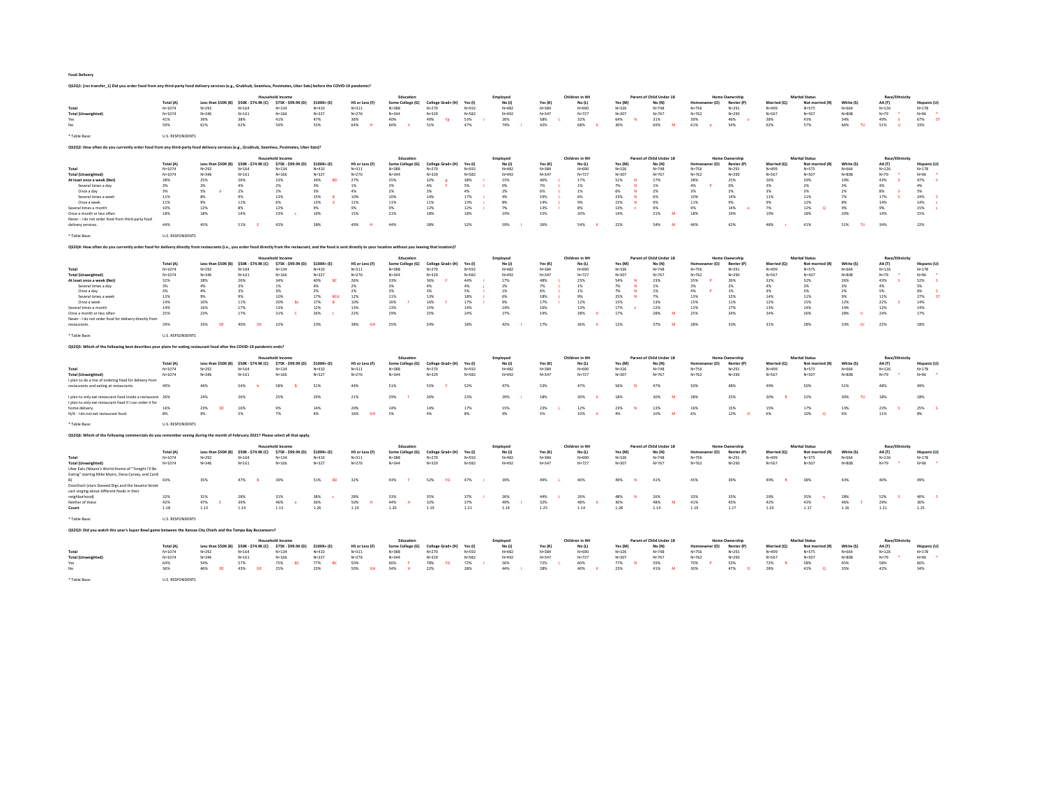# Food Delivery

**QS2Q1: [res transfer_1] Did you order food from any third-party food delivery services (e.g., Grubhub, Seamless, Postmates, Uber Eats) before the COVID-19 pandemic?**

| | | Household Income | | | | Education | | | Employed | | Children in HH | | Parent of Child Under 18 | | Home Ownership | | Marital Status | | | Race/Ethnicity | |
|---|---|---|---|---|---|---|---|---|---|---|---|---|---|---|---|---|---|---|---|---|---|
| | Total (A) | Less than $50K (B) | $50K - $74.9K (C) | $75K - $99.9K (D) | $100K+ (E) | HS or Less (F) | Some College (G) | College Grad+ (H) | Yes (I) | No (J) | Yes (K) | No (L) | Yes (M) | No (N) | Homeowner (O) | Renter (P) | Married (Q) | Not married (R) | White (S) | AA (T) | Hispanic (U) |
| Total | N=1074 | N=292 | N=164 | N=134 | N=410 | N=311 | N=388 | N=270 | N=592 | N=482 | N=384 | N=690 | N=326 | N=748 | N=756 | N=291 | N=499 | N=575 | N=664 | N=126 | N=178 |
| Total (Unweighted) | N=1074 | N=346 | N=161 | N=166 | N=327 | N=276 | N=344 | N=329 | N=582 | N=492 | N=347 | N=727 | N=307 | N=767 | N=762 | N=290 | N=567 | N=507 | N=808 | N=79 * | N=96 * |
| Yes | 41% | 39% | 38% | 41% | 47% | 36% | 40% | 49% Fg | 53% J | 26% | 58% L | 32% | 64% N | 31% | 39% | 46% o | 38% | 43% | 34% | 49% S | 67% ST |
| No | 59% | 61% | 62% | 59% | 53% | 64% H | 60% h | 51% | 47% | 74% I | 42% | 68% K | 36% | 69% M | 61% p | 54% | 62% | 57% | 66% TU | 51% U | 33% |

* Table Base: U.S. RESPONDENTS

**QS2Q2: How often do you currently order food from any third-party food delivery services (e.g., Grubhub, Seamless, Postmates, Uber Eats)?**

| | | Household Income | | | | Education | | | Employed | | Children in HH | | Parent of Child Under 18 | | Home Ownership | | Marital Status | | | Race/Ethnicity | |
|---|---|---|---|---|---|---|---|---|---|---|---|---|---|---|---|---|---|---|---|---|---|
| | Total (A) | Less than $50K (B) | $50K - $74.9K (C) | $75K - $99.9K (D) | $100K+ (E) | HS or Less (F) | Some College (G) | College Grad+ (H) | Yes (I) | No (J) | Yes (K) | No (L) | Yes (M) | No (N) | Homeowner (O) | Renter (P) | Married (Q) | Not married (R) | White (S) | AA (T) | Hispanic (U) |
| Total | N=1074 | N=292 | N=164 | N=134 | N=410 | N=311 | N=388 | N=270 | N=592 | N=482 | N=384 | N=690 | N=326 | N=748 | N=756 | N=291 | N=499 | N=575 | N=664 | N=126 | N=178 |
| Total (Unweighted) | N=1074 | N=346 | N=161 | N=166 | N=327 | N=276 | N=344 | N=329 | N=582 | N=492 | N=347 | N=727 | N=307 | N=767 | N=762 | N=290 | N=567 | N=507 | N=808 | N=79 * | N=96 * |
| At least once a week (Net) | 28% | 25% | 26% | 23% | 34% BD | 27% | 25% | 32% g | 38% J | 15% | 40% L | 17% | 51% N | 17% | 28% | 25% | 26% | 29% | 19% | 43% S | 47% S |
| Several times a day | 3% | 2% | 4% | 2% | 3% | 1% | 3% | 4% | 5% J | 0% | 7% L | 1% | 7% N | 1% | 4% P | 0% | 3% | 2% | 3% | 4% | 4% |
| Once a day | 3% | 5% d | 2% | 2% | 3% | 4% | 2% | 3% | 4% | 2% | 6% L | 1% | 8% N | 2% | 3% | 2% | 3% | 3% | 2% | 8% S | 5% |
| Several times a week | 11% | 8% | 9% | 13% | 15% B | 10% | 10% | 14% | 17% J | 4% | 19% L | 6% | 23% N | 6% | 10% | 14% | 11% | 11% | 7% | 17% S | 24% S |
| Once a week | 11% | 9% | 11% | 6% | 13% d | 11% | 11% | 11% | 13% J | 8% | 14% L | 9% | 15% N | 9% | 11% | 9% | 9% | 12% | 8% | 14% | 14% s |
| Several times a month | 10% | 12% | 8% | 12% | 9% | 9% | 9% | 12% | 12% J | 7% | 13% l | 8% | 13% n | 9% | 9% | 14% o | 7% | 12% Q | 9% | 9% | 15% s |
| Once a month or less often | 18% | 18% | 14% | 23% c | 19% | 15% | 21% | 18% | 18% | 19% | 15% | 20% | 14% | 21% M | 18% | 19% | 19% | 18% | 20% | 14% | 15% |
| Never - I do not order food from third-party food delivery services. | 44% | 45% | 51% E | 42% | 38% | 49% H | 44% | 38% | 32% | 59% I | 26% | 54% K | 22% | 54% M | 46% | 42% | 48% r | 41% | 51% TU | 34% | 22% |

* Table Base: U.S. RESPONDENTS

**QS2Q4: How often do you currently order food for delivery directly from restaurants (i.e., you order food directly from the restaurant, and the food is sent directly to your location without you leaving that location)?**

| | | Household Income | | | | Education | | | Employed | | Children in HH | | Parent of Child Under 18 | | Home Ownership | | Marital Status | | | Race/Ethnicity | |
|---|---|---|---|---|---|---|---|---|---|---|---|---|---|---|---|---|---|---|---|---|---|
| | Total (A) | Less than $50K (B) | $50K - $74.9K (C) | $75K - $99.9K (D) | $100K+ (E) | HS or Less (F) | Some College (G) | College Grad+ (H) | Yes (I) | No (J) | Yes (K) | No (L) | Yes (M) | No (N) | Homeowner (O) | Renter (P) | Married (Q) | Not married (R) | White (S) | AA (T) | Hispanic (U) |
| Total | N=1074 | N=292 | N=164 | N=134 | N=410 | N=311 | N=388 | N=270 | N=592 | N=482 | N=384 | N=690 | N=326 | N=748 | N=756 | N=291 | N=499 | N=575 | N=664 | N=126 | N=178 |
| Total (Unweighted) | N=1074 | N=346 | N=161 | N=166 | N=327 | N=276 | N=344 | N=329 | N=582 | N=492 | N=347 | N=727 | N=307 | N=767 | N=762 | N=290 | N=567 | N=507 | N=808 | N=79 * | N=96 * |
| At least once a week (Net) | 32% | 28% | 26% | 34% | 40% BC | 26% | 33% | 36% F | 44% J | 17% | 48% L | 23% | 54% N | 23% | 35% P | 26% | 32% | 32% | 26% | 43% S | 52% S |
| Several times a day | 3% | 4% | 3% | 1% | 4% | 2% | 3% | 4% | 4% j | 2% | 7% L | 1% | 7% N | 1% | 3% | 2% | 4% | 3% | 3% | 4% | 5% |
| Once a day | 3% | 4% | 3% | 3% | 2% | 2% | 3% | 3% | 5% J | 1% | 6% L | 1% | 7% N | 1% | 4% P | 1% | 3% | 3% | 2% | 5% | 6% S |
| Several times a week | 12% | 9% | 9% | 10% | 17% BCd | 12% | 11% | 13% | 18% J | 6% | 18% L | 9% | 25% N | 7% | 13% | 12% | 14% | 11% | 9% | 11% | 27% ST |
| Once a week | 14% | 10% | 11% | 20% Bc | 17% B | 10% | 16% f | 16% f | 17% J | 9% | 17% l | 12% | 15% | 13% | 15% | 11% | 12% | 15% | 12% | 22% S | 14% |
| Several times a month | 14% | 16% | 17% | 13% | 12% | 13% | 13% | 15% | 14% | 14% | 16% | 13% | 17% n | 12% | 12% | 17% | 13% | 14% | 14% | 12% | 14% |
| Once a month or less often | 25% | 23% | 17% | 31% C | 26% c | 22% | 29% | 25% | 24% | 27% | 19% | 28% K | 17% | 28% M | 25% | 24% | 24% | 26% | 28% U | 24% | 17% |
| Never - I do not order food for delivery directly from restaurants. | 29% | 33% DE | 40% DE | 22% | 23% | 38% GH | 25% | 24% | 18% | 42% I | 17% | 36% K | 12% | 37% M | 28% | 33% | 31% | 28% | 33% tU | 22% | 18% |

* Table Base: U.S. RESPONDENTS

**QS2Q5: Which of the following best describes your plans for eating restaurant food after the COVID-19 pandemic ends?**

| | | Household Income | | | | Education | | | Employed | | Children in HH | | Parent of Child Under 18 | | Home Ownership | | Marital Status | | | Race/Ethnicity | |
|---|---|---|---|---|---|---|---|---|---|---|---|---|---|---|---|---|---|---|---|---|---|
| | Total (A) | Less than $50K (B) | $50K - $74.9K (C) | $75K - $99.9K (D) | $100K+ (E) | HS or Less (F) | Some College (G) | College Grad+ (H) | Yes (I) | No (J) | Yes (K) | No (L) | Yes (M) | No (N) | Homeowner (O) | Renter (P) | Married (Q) | Not married (R) | White (S) | AA (T) | Hispanic (U) |
| Total | N=1074 | N=292 | N=164 | N=134 | N=410 | N=311 | N=388 | N=270 | N=592 | N=482 | N=384 | N=690 | N=326 | N=748 | N=756 | N=291 | N=499 | N=575 | N=664 | N=126 | N=178 |
| Total (Unweighted) | N=1074 | N=346 | N=161 | N=166 | N=327 | N=276 | N=344 | N=329 | N=582 | N=492 | N=347 | N=727 | N=307 | N=767 | N=762 | N=290 | N=567 | N=507 | N=808 | N=79 * | N=96 * |
| I plan to do a mix of ordering food for delivery from restaurants and eating at restaurants. | 49% | 44% | 54% b | 58% B | 51% | 44% | 51% | 55% F | 52% | 47% | 53% | 47% | 56% N | 47% | 50% | 48% | 49% | 50% | 51% | 48% | 49% |
| I plan to only eat restaurant food inside a restaurant. | 26% | 24% | 26% | 25% | 29% | 21% | 29% f | 26% | 23% | 29% i | 18% | 30% K | 18% | 30% M | 28% | 25% | 30% R | 22% | 30% TU | 18% | 18% |
| I plan to only eat restaurant food if I can order it for home delivery. | 16% | 23% DE | 16% | 9% | 14% | 20% | 14% | 14% | 17% | 15% | 23% L | 12% | 23% N | 13% | 16% | 15% | 15% | 17% | 13% | 23% S | 25% S |
| N/A - I do not eat restaurant food. | 8% | 9% | 5% | 7% | 6% | 16% GH | 5% | 4% | 8% | 9% | 5% | 10% K | 4% | 10% M | 6% | 12% O | 6% | 10% Q | 6% | 11% | 8% |

* Table Base: U.S. RESPONDENTS

**QS2Q6: Which of the following commercials do you remember seeing during the month of February 2021? Please select all that apply.**

| | | Household Income | | | | Education | | | Employed | | Children in HH | | Parent of Child Under 18 | | Home Ownership | | Marital Status | | | Race/Ethnicity | |
|---|---|---|---|---|---|---|---|---|---|---|---|---|---|---|---|---|---|---|---|---|---|
| | Total (A) | Less than $50K (B) | $50K - $74.9K (C) | $75K - $99.9K (D) | $100K+ (E) | HS or Less (F) | Some College (G) | College Grad+ (H) | Yes (I) | No (J) | Yes (K) | No (L) | Yes (M) | No (N) | Homeowner (O) | Renter (P) | Married (Q) | Not married (R) | White (S) | AA (T) | Hispanic (U) |
| Total | N=1074 | N=292 | N=164 | N=134 | N=410 | N=311 | N=388 | N=270 | N=592 | N=482 | N=384 | N=690 | N=326 | N=748 | N=756 | N=291 | N=499 | N=575 | N=664 | N=126 | N=178 |
| Total (Unweighted) | N=1074 | N=346 | N=161 | N=166 | N=327 | N=276 | N=344 | N=329 | N=582 | N=492 | N=347 | N=727 | N=307 | N=767 | N=762 | N=290 | N=567 | N=507 | N=808 | N=79 * | N=96 * |
| Uber Eats (Wayne's World theme of "Tonight I'll Be Eating" starring Mike Myers, Dana Carvey, and Cardi B) | 43% | 35% | 47% B | 39% | 51% BD | 32% | 43% F | 52% FG | 47% J | 39% | 49% L | 40% | 49% N | 41% | 45% | 39% | 49% R | 38% | 43% | 40% | 49% |
| DoorDash (stars Daveed Digs and the Sesame Street cast singing about different foods in their neighborhood) | 32% | 31% | 28% | 31% | 36% c | 28% | 33% | 35% | 37% J | 26% | 44% L | 26% | 48% N | 26% | 33% | 33% | 29% | 35% q | 28% | 52% S | 40% S |
| Neither of these | 42% | 47% E | 39% | 46% e | 36% | 50% H | 44% H | 32% | 37% | 49% I | 32% | 48% K | 30% | 48% M | 41% | 45% | 42% | 43% | 46% T | 29% | 36% |
| Count | 1.18 | 1.13 | 1.14 | 1.15 | 1.26 | 1.10 | 1.20 | 1.19 | 1.21 | 1.14 | 1.25 | 1.14 | 1.28 | 1.14 | 1.19 | 1.17 | 1.20 | 1.17 | 1.16 | 1.21 | 1.25 |

* Table Base: U.S. RESPONDENTS

**QS2Q3: Did you watch this year's Super Bowl game between the Kansas City Chiefs and the Tampa Bay Buccaneers?**

| | | Household Income | | | | Education | | | Employed | | Children in HH | | Parent of Child Under 18 | | Home Ownership | | Marital Status | | | Race/Ethnicity | |
|---|---|---|---|---|---|---|---|---|---|---|---|---|---|---|---|---|---|---|---|---|---|
| | Total (A) | Less than $50K (B) | $50K - $74.9K (C) | $75K - $99.9K (D) | $100K+ (E) | HS or Less (F) | Some College (G) | College Grad+ (H) | Yes (I) | No (J) | Yes (K) | No (L) | Yes (M) | No (N) | Homeowner (O) | Renter (P) | Married (Q) | Not married (R) | White (S) | AA (T) | Hispanic (U) |
| Total | N=1074 | N=292 | N=164 | N=134 | N=410 | N=311 | N=388 | N=270 | N=592 | N=482 | N=384 | N=690 | N=326 | N=748 | N=756 | N=291 | N=499 | N=575 | N=664 | N=126 | N=178 |
| Total (Unweighted) | N=1074 | N=346 | N=161 | N=166 | N=327 | N=276 | N=344 | N=329 | N=582 | N=492 | N=347 | N=727 | N=307 | N=767 | N=762 | N=290 | N=567 | N=507 | N=808 | N=79 * | N=96 * |
| Yes | 64% | 54% | 57% | 75% BC | 77% BC | 50% | 66% F | 78% FG | 72% J | 56% | 72% L | 60% | 77% N | 59% | 70% P | 53% | 72% R | 58% | 65% | 58% | 66% |
| No | 36% | 46% DE | 43% DE | 25% | 23% | 50% GH | 34% H | 22% | 28% | 44% I | 28% | 40% K | 23% | 41% M | 30% | 47% O | 28% | 42% Q | 35% | 42% | 34% |

* Table Base: U.S. RESPONDENTS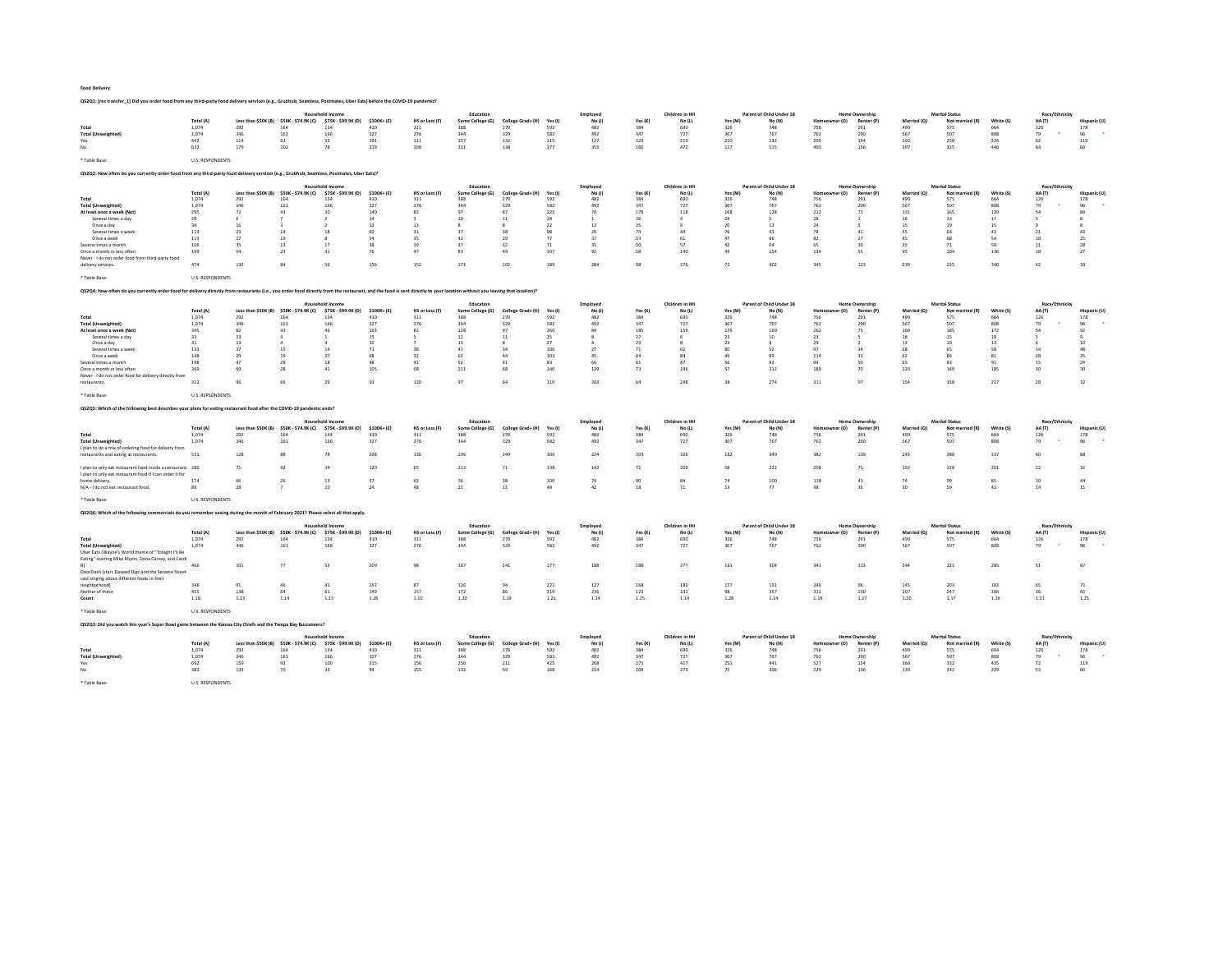**Food Delivery**

**QS2Q1: [res transfer_1] Did you order food from any third-party food delivery services (e.g., Grubhub, Seamless, Postmates, Uber Eats) before the COVID-19 pandemic?**

| | | Household Income | | | | Education | | | Employed | | Children in HH | | Parent of Child Under 18 | | Home Ownership | | Marital Status | | | Race/Ethnicity | |
|---|---|---|---|---|---|---|---|---|---|---|---|---|---|---|---|---|---|---|---|---|---|
| | Total (A) | Less than $50K (B) | $50K - $74.9K (C) | $75K - $99.9K (D) | $100K+ (E) | HS or Less (F) | Some College (G) | College Grad+ (H) | Yes (I) | No (J) | Yes (K) | No (L) | Yes (M) | No (N) | Homeowner (O) | Renter (P) | Married (Q) | Not married (R) | White (S) | AA (T) | Hispanic (U) |
| **Total** | 1,074 | 292 | 164 | 134 | 410 | 311 | 388 | 270 | 592 | 482 | 384 | 690 | 326 | 748 | 756 | 291 | 499 | 575 | 664 | 126 | 178 |
| **Total (Unweighted)** | 1,074 | 346 | 161 | 166 | 327 | 276 | 344 | 329 | 582 | 492 | 347 | 727 | 307 | 767 | 762 | 290 | 567 | 507 | 808 | 79 * | 96 * |
| Yes | 442 | 114 | 62 | 55 | 191 | 111 | 157 | 132 | 315 | 127 | 223 | 219 | 210 | 232 | 295 | 134 | 192 | 250 | 224 | 62 | 119 |
| No | 632 | 179 | 102 | 78 | 219 | 200 | 231 | 138 | 277 | 355 | 160 | 472 | 117 | 515 | 460 | 156 | 307 | 325 | 440 | 64 | 60 |

* Table Base: U.S. RESPONDENTS

**QS2Q2: How often do you currently order food from any third-party food delivery services (e.g., Grubhub, Seamless, Postmates, Uber Eats)?**

| | | Household Income | | | | Education | | | Employed | | Children in HH | | Parent of Child Under 18 | | Home Ownership | | Marital Status | | | Race/Ethnicity | |
|---|---|---|---|---|---|---|---|---|---|---|---|---|---|---|---|---|---|---|---|---|---|
| | Total (A) | Less than $50K (B) | $50K - $74.9K (C) | $75K - $99.9K (D) | $100K+ (E) | HS or Less (F) | Some College (G) | College Grad+ (H) | Yes (I) | No (J) | Yes (K) | No (L) | Yes (M) | No (N) | Homeowner (O) | Renter (P) | Married (Q) | Not married (R) | White (S) | AA (T) | Hispanic (U) |
| **Total** | 1,074 | 292 | 164 | 134 | 410 | 311 | 388 | 270 | 592 | 482 | 384 | 690 | 326 | 748 | 756 | 291 | 499 | 575 | 664 | 126 | 178 |
| **Total (Unweighted)** | 1,074 | 346 | 161 | 166 | 327 | 276 | 344 | 329 | 582 | 492 | 347 | 727 | 307 | 767 | 762 | 290 | 567 | 507 | 808 | 79 * | 96 * |
| **At least once a week (Net)** | 295 | 72 | 43 | 30 | 140 | 83 | 97 | 87 | 225 | 70 | 178 | 118 | 168 | 128 | 212 | 73 | 131 | 165 | 129 | 54 | 84 |
| Several times a day | 29 | 6 | 7 | 2 | 14 | 3 | 10 | 11 | 28 | 1 | 26 | 4 | 24 | 5 | 28 | 1 | 16 | 13 | 17 | 5 | 8 |
| Once a day | 34 | 16 | 3 | 2 | 13 | 13 | 8 | 8 | 22 | 12 | 25 | 9 | 20 | 13 | 24 | 5 | 15 | 19 | 15 | 9 | 8 |
| Several times a week | 119 | 23 | 14 | 18 | 60 | 31 | 37 | 38 | 98 | 20 | 74 | 44 | 76 | 43 | 78 | 41 | 55 | 64 | 43 | 21 | 43 |
| Once a week | 113 | 27 | 19 | 8 | 54 | 35 | 42 | 29 | 77 | 37 | 53 | 61 | 47 | 66 | 82 | 27 | 45 | 68 | 54 | 18 | 25 |
| Several times a month | 106 | 35 | 13 | 17 | 38 | 29 | 37 | 32 | 71 | 35 | 50 | 57 | 42 | 64 | 65 | 39 | 35 | 71 | 59 | 11 | 28 |
| Once a month or less often | 199 | 54 | 23 | 31 | 76 | 47 | 83 | 49 | 107 | 92 | 58 | 140 | 44 | 154 | 134 | 55 | 95 | 104 | 136 | 18 | 27 |
| Never - I do not order food from third-party food delivery services. | 474 | 132 | 84 | 56 | 156 | 152 | 171 | 102 | 189 | 284 | 98 | 376 | 72 | 402 | 345 | 123 | 239 | 235 | 340 | 42 | 39 |

* Table Base: U.S. RESPONDENTS

**QS2Q4: How often do you currently order food for delivery directly from restaurants (i.e., you order food directly from the restaurant, and the food is sent directly to your location without you leaving that location)?**

| | | Household Income | | | | Education | | | Employed | | Children in HH | | Parent of Child Under 18 | | Home Ownership | | Marital Status | | | Race/Ethnicity | |
|---|---|---|---|---|---|---|---|---|---|---|---|---|---|---|---|---|---|---|---|---|---|
| | Total (A) | Less than $50K (B) | $50K - $74.9K (C) | $75K - $99.9K (D) | $100K+ (E) | HS or Less (F) | Some College (G) | College Grad+ (H) | Yes (I) | No (J) | Yes (K) | No (L) | Yes (M) | No (N) | Homeowner (O) | Renter (P) | Married (Q) | Not married (R) | White (S) | AA (T) | Hispanic (U) |
| **Total** | 1,074 | 292 | 164 | 134 | 410 | 311 | 388 | 270 | 592 | 482 | 384 | 690 | 326 | 748 | 756 | 291 | 499 | 575 | 664 | 126 | 178 |
| **Total (Unweighted)** | 1,074 | 346 | 161 | 166 | 327 | 276 | 344 | 329 | 582 | 492 | 347 | 727 | 307 | 767 | 762 | 290 | 567 | 507 | 808 | 79 * | 96 * |
| **At least once a week (Net)** | 345 | 82 | 42 | 46 | 163 | 82 | 128 | 97 | 260 | 84 | 185 | 159 | 176 | 169 | 262 | 75 | 160 | 185 | 172 | 54 | 92 |
| Several times a day | 33 | 13 | 4 | 1 | 15 | 5 | 12 | 11 | 25 | 8 | 27 | 6 | 23 | 10 | 23 | 5 | 18 | 15 | 19 | 5 | 9 |
| Once a day | 31 | 13 | 4 | 4 | 10 | 7 | 13 | 8 | 27 | 4 | 23 | 8 | 23 | 8 | 29 | 2 | 13 | 19 | 13 | 6 | 10 |
| Several times a week | 133 | 27 | 15 | 14 | 71 | 38 | 41 | 34 | 106 | 27 | 71 | 62 | 80 | 52 | 97 | 34 | 68 | 65 | 58 | 14 | 48 |
| Once a week | 148 | 29 | 19 | 27 | 68 | 32 | 62 | 44 | 103 | 45 | 64 | 84 | 49 | 99 | 114 | 33 | 62 | 86 | 81 | 28 | 25 |
| Several times a month | 148 | 47 | 28 | 18 | 48 | 41 | 52 | 41 | 83 | 66 | 61 | 87 | 56 | 92 | 94 | 50 | 65 | 83 | 91 | 15 | 24 |
| Once a month or less often | 269 | 69 | 28 | 41 | 105 | 68 | 111 | 68 | 140 | 129 | 73 | 196 | 57 | 212 | 189 | 70 | 120 | 149 | 185 | 30 | 30 |
| Never - I do not order food for delivery directly from restaurants. | 312 | 96 | 66 | 29 | 93 | 120 | 97 | 64 | 110 | 203 | 64 | 248 | 38 | 274 | 211 | 97 | 154 | 158 | 217 | 28 | 32 |

* Table Base: U.S. RESPONDENTS

**QS2Q5: Which of the following best describes your plans for eating restaurant food after the COVID-19 pandemic ends?**

| | | Household Income | | | | Education | | | Employed | | Children in HH | | Parent of Child Under 18 | | Home Ownership | | Marital Status | | | Race/Ethnicity | |
|---|---|---|---|---|---|---|---|---|---|---|---|---|---|---|---|---|---|---|---|---|---|
| | Total (A) | Less than $50K (B) | $50K - $74.9K (C) | $75K - $99.9K (D) | $100K+ (E) | HS or Less (F) | Some College (G) | College Grad+ (H) | Yes (I) | No (J) | Yes (K) | No (L) | Yes (M) | No (N) | Homeowner (O) | Renter (P) | Married (Q) | Not married (R) | White (S) | AA (T) | Hispanic (U) |
| **Total** | 1,074 | 292 | 164 | 134 | 410 | 311 | 388 | 270 | 592 | 482 | 384 | 690 | 326 | 748 | 756 | 291 | 499 | 575 | 664 | 126 | 178 |
| **Total (Unweighted)** | 1,074 | 346 | 161 | 166 | 327 | 276 | 344 | 329 | 582 | 492 | 347 | 727 | 307 | 767 | 762 | 290 | 567 | 507 | 808 | 79 * | 96 * |
| I plan to do a mix of ordering food for delivery from restaurants and eating at restaurants. | 531 | 128 | 88 | 78 | 208 | 136 | 199 | 149 | 306 | 224 | 205 | 326 | 182 | 349 | 382 | 139 | 243 | 288 | 337 | 60 | 88 |
| I plan to only eat restaurant food inside a restaurant. | 280 | 71 | 42 | 34 | 120 | 65 | 112 | 71 | 138 | 142 | 71 | 209 | 58 | 222 | 208 | 71 | 152 | 128 | 201 | 22 | 32 |
| I plan to only eat restaurant food if I can order it for home delivery. | 174 | 66 | 26 | 13 | 57 | 62 | 56 | 38 | 100 | 74 | 90 | 84 | 74 | 100 | 118 | 45 | 74 | 99 | 85 | 30 | 44 |
| N/A - I do not eat restaurant food. | 89 | 28 | 7 | 10 | 24 | 48 | 21 | 11 | 48 | 42 | 18 | 71 | 13 | 77 | 48 | 36 | 30 | 59 | 42 | 14 | 15 |

* Table Base: U.S. RESPONDENTS

**QS2Q6: Which of the following commercials do you remember seeing during the month of February 2021? Please select all that apply.**

| | | Household Income | | | | Education | | | Employed | | Children in HH | | Parent of Child Under 18 | | Home Ownership | | Marital Status | | | Race/Ethnicity | |
|---|---|---|---|---|---|---|---|---|---|---|---|---|---|---|---|---|---|---|---|---|---|
| | Total (A) | Less than $50K (B) | $50K - $74.9K (C) | $75K - $99.9K (D) | $100K+ (E) | HS or Less (F) | Some College (G) | College Grad+ (H) | Yes (I) | No (J) | Yes (K) | No (L) | Yes (M) | No (N) | Homeowner (O) | Renter (P) | Married (Q) | Not married (R) | White (S) | AA (T) | Hispanic (U) |
| **Total** | 1,074 | 292 | 164 | 134 | 410 | 311 | 388 | 270 | 592 | 482 | 384 | 690 | 326 | 748 | 756 | 291 | 499 | 575 | 664 | 126 | 178 |
| **Total (Unweighted)** | 1,074 | 346 | 161 | 166 | 327 | 276 | 344 | 329 | 582 | 492 | 347 | 727 | 307 | 767 | 762 | 290 | 567 | 507 | 808 | 79 * | 96 * |
| Uber Eats (Wayne's World theme of "Tonight I'll Be Eating" starring Mike Myers, Dana Carvey, and Cardi B) | 466 | 101 | 77 | 52 | 209 | 98 | 167 | 141 | 277 | 188 | 188 | 277 | 161 | 304 | 341 | 113 | 244 | 221 | 285 | 51 | 87 |
| DoorDash (stars Daveed Digs and the Sesame Street cast singing about different foods in their neighborhood) | 348 | 91 | 46 | 41 | 157 | 87 | 126 | 94 | 221 | 127 | 168 | 180 | 157 | 191 | 246 | 96 | 145 | 203 | 183 | 65 | 71 |
| Neither of these | 455 | 138 | 64 | 61 | 149 | 157 | 172 | 86 | 219 | 236 | 123 | 331 | 98 | 357 | 311 | 130 | 207 | 247 | 306 | 36 | 65 |
| **Count** | 1.18 | 1.13 | 1.14 | 1.15 | 1.26 | 1.10 | 1.20 | 1.19 | 1.21 | 1.14 | 1.25 | 1.14 | 1.28 | 1.14 | 1.19 | 1.17 | 1.20 | 1.17 | 1.16 | 1.21 | 1.25 |

* Table Base: U.S. RESPONDENTS

**QS2Q3: Did you watch this year's Super Bowl game between the Kansas City Chiefs and the Tampa Bay Buccaneers?**

| | | Household Income | | | | Education | | | Employed | | Children in HH | | Parent of Child Under 18 | | Home Ownership | | Marital Status | | | Race/Ethnicity | |
|---|---|---|---|---|---|---|---|---|---|---|---|---|---|---|---|---|---|---|---|---|---|
| | Total (A) | Less than $50K (B) | $50K - $74.9K (C) | $75K - $99.9K (D) | $100K+ (E) | HS or Less (F) | Some College (G) | College Grad+ (H) | Yes (I) | No (J) | Yes (K) | No (L) | Yes (M) | No (N) | Homeowner (O) | Renter (P) | Married (Q) | Not married (R) | White (S) | AA (T) | Hispanic (U) |
| **Total** | 1,074 | 292 | 164 | 134 | 410 | 311 | 388 | 270 | 592 | 482 | 384 | 690 | 326 | 748 | 756 | 291 | 499 | 575 | 664 | 126 | 178 |
| **Total (Unweighted)** | 1,074 | 346 | 161 | 166 | 327 | 276 | 344 | 329 | 582 | 492 | 347 | 727 | 307 | 767 | 762 | 290 | 567 | 507 | 808 | 79 * | 96 * |
| Yes | 692 | 159 | 93 | 100 | 315 | 156 | 256 | 211 | 425 | 268 | 275 | 417 | 251 | 441 | 527 | 154 | 360 | 332 | 435 | 72 | 119 |
| No | 382 | 133 | 70 | 33 | 94 | 155 | 132 | 59 | 168 | 214 | 109 | 273 | 75 | 306 | 229 | 136 | 139 | 242 | 229 | 53 | 60 |

* Table Base: U.S. RESPONDENTS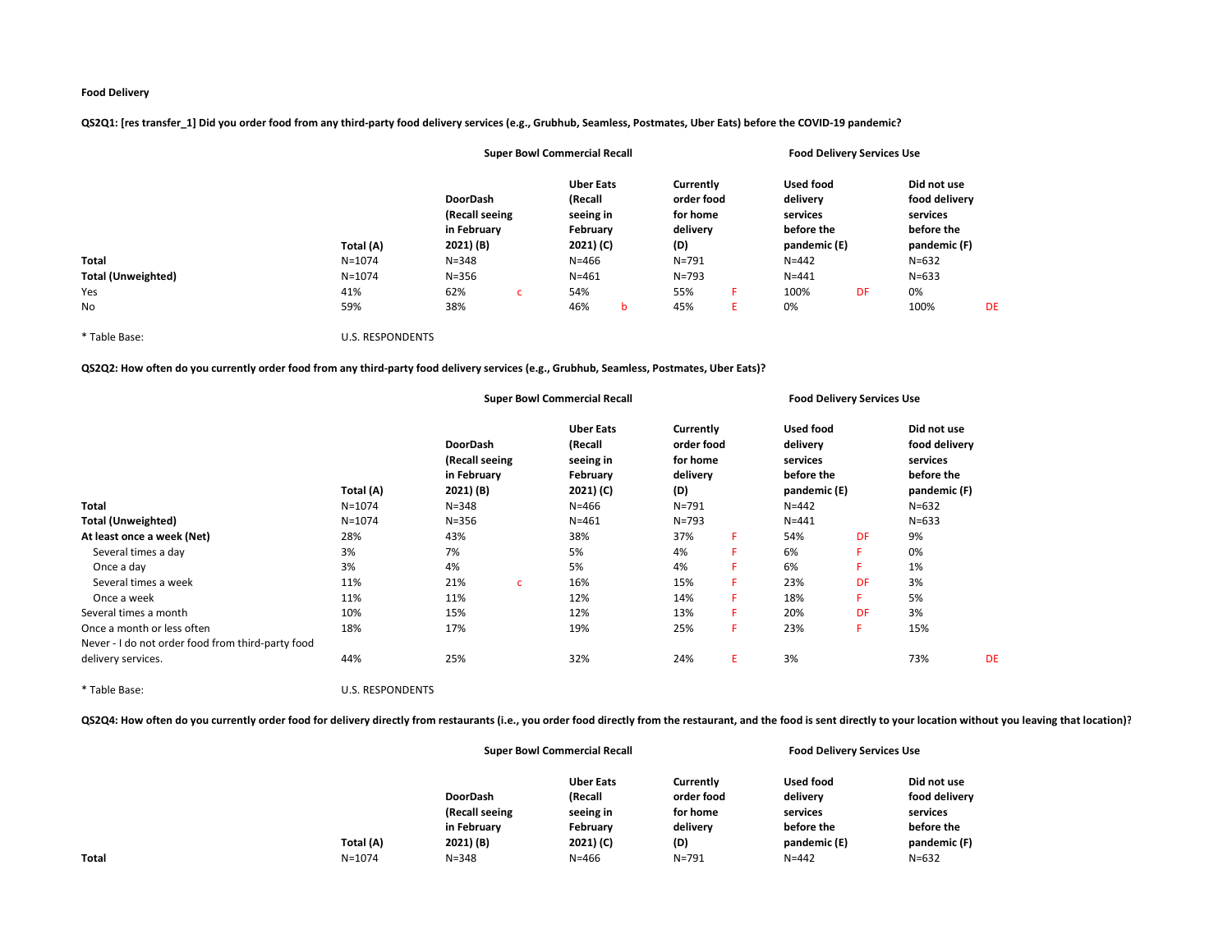**Food Delivery**

**QS2Q1: [res transfer_1] Did you order food from any third-party food delivery services (e.g., Grubhub, Seamless, Postmates, Uber Eats) before the COVID-19 pandemic?**

| | | Super Bowl Commercial Recall | | | | Food Delivery Services Use | | | | | |
|---|---|---|---|---|---|---|---|---|---|---|---|
| | Total (A) | DoorDash (Recall seeing in February 2021) (B) | | Uber Eats (Recall seeing in February 2021) (C) | | Currently order food for home delivery (D) | | Used food delivery services before the pandemic (E) | | Did not use food delivery services before the pandemic (F) | |
| **Total** | N=1074 | N=348 | | N=466 | | N=791 | | N=442 | | N=632 | |
| **Total (Unweighted)** | N=1074 | N=356 | | N=461 | | N=793 | | N=441 | | N=633 | |
| Yes | 41% | 62% | c | 54% | | 55% | F | 100% | DF | 0% | |
| No | 59% | 38% | | 46% | b | 45% | E | 0% | | 100% | DE |

\* Table Base: U.S. RESPONDENTS

**QS2Q2: How often do you currently order food from any third-party food delivery services (e.g., Grubhub, Seamless, Postmates, Uber Eats)?**

| | | Super Bowl Commercial Recall | | | | Food Delivery Services Use | | | | | |
|---|---|---|---|---|---|---|---|---|---|---|---|
| | Total (A) | DoorDash (Recall seeing in February 2021) (B) | | Uber Eats (Recall seeing in February 2021) (C) | | Currently order food for home delivery (D) | | Used food delivery services before the pandemic (E) | | Did not use food delivery services before the pandemic (F) | |
| **Total** | N=1074 | N=348 | | N=466 | | N=791 | | N=442 | | N=632 | |
| **Total (Unweighted)** | N=1074 | N=356 | | N=461 | | N=793 | | N=441 | | N=633 | |
| **At least once a week (Net)** | 28% | 43% | | 38% | | 37% | F | 54% | DF | 9% | |
| Several times a day | 3% | 7% | | 5% | | 4% | F | 6% | F | 0% | |
| Once a day | 3% | 4% | | 5% | | 4% | F | 6% | F | 1% | |
| Several times a week | 11% | 21% | c | 16% | | 15% | F | 23% | DF | 3% | |
| Once a week | 11% | 11% | | 12% | | 14% | F | 18% | F | 5% | |
| Several times a month | 10% | 15% | | 12% | | 13% | F | 20% | DF | 3% | |
| Once a month or less often | 18% | 17% | | 19% | | 25% | F | 23% | F | 15% | |
| Never - I do not order food from third-party food delivery services. | 44% | 25% | | 32% | | 24% | E | 3% | | 73% | DE |

\* Table Base: U.S. RESPONDENTS

**QS2Q4: How often do you currently order food for delivery directly from restaurants (i.e., you order food directly from the restaurant, and the food is sent directly to your location without you leaving that location)?**

| | | Super Bowl Commercial Recall | | Food Delivery Services Use | | |
|---|---|---|---|---|---|---|
| | Total (A) | DoorDash (Recall seeing in February 2021) (B) | Uber Eats (Recall seeing in February 2021) (C) | Currently order food for home delivery (D) | Used food delivery services before the pandemic (E) | Did not use food delivery services before the pandemic (F) |
| **Total** | N=1074 | N=348 | N=466 | N=791 | N=442 | N=632 |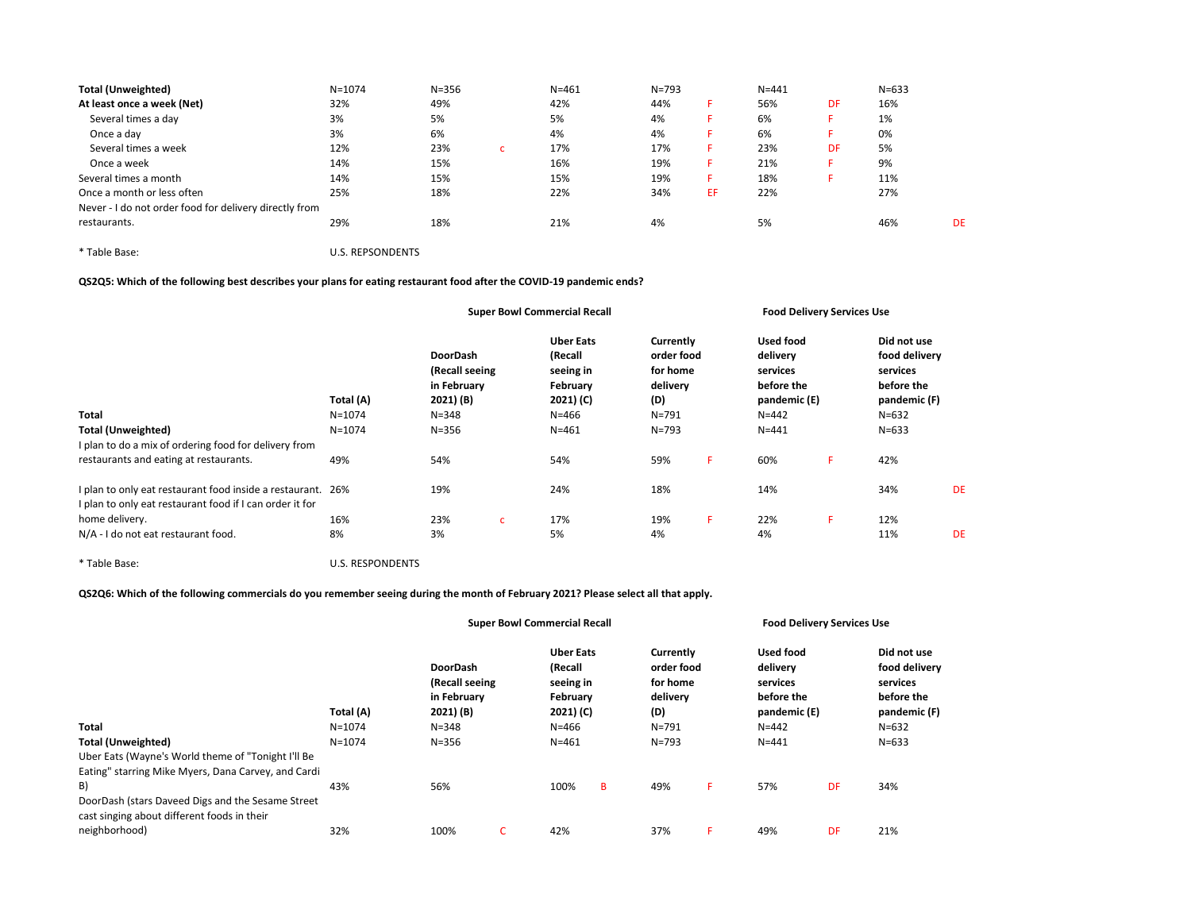| | | | | | | | | | | | |
|---|---|---|---|---|---|---|---|---|---|---|---|
| **Total (Unweighted)** | N=1074 | N=356 | | N=461 | | N=793 | | N=441 | | N=633 | |
| **At least once a week (Net)** | 32% | 49% | | 42% | | 44% | F | 56% | DF | 16% | |
| Several times a day | 3% | 5% | | 5% | | 4% | F | 6% | F | 1% | |
| Once a day | 3% | 6% | | 4% | | 4% | F | 6% | F | 0% | |
| Several times a week | 12% | 23% | c | 17% | | 17% | F | 23% | DF | 5% | |
| Once a week | 14% | 15% | | 16% | | 19% | F | 21% | F | 9% | |
| Several times a month | 14% | 15% | | 15% | | 19% | F | 18% | F | 11% | |
| Once a month or less often | 25% | 18% | | 22% | | 34% | EF | 22% | | 27% | |
| Never - I do not order food for delivery directly from restaurants. | 29% | 18% | | 21% | | 4% | | 5% | | 46% | DE |

* Table Base: U.S. REPSONDENTS

**QS2Q5: Which of the following best describes your plans for eating restaurant food after the COVID-19 pandemic ends?**

| | | **Super Bowl Commercial Recall** | | | | **Food Delivery Services Use** | | | | | |
|---|---|---|---|---|---|---|---|---|---|---|---|
| | **Total (A)** | **DoorDash (Recall seeing in February 2021) (B)** | | **Uber Eats (Recall seeing in February 2021) (C)** | | **Currently order food for home delivery (D)** | | **Used food delivery services before the pandemic (E)** | | **Did not use food delivery services before the pandemic (F)** | |
| **Total** | N=1074 | N=348 | | N=466 | | N=791 | | N=442 | | N=632 | |
| **Total (Unweighted)** | N=1074 | N=356 | | N=461 | | N=793 | | N=441 | | N=633 | |
| I plan to do a mix of ordering food for delivery from restaurants and eating at restaurants. | 49% | 54% | | 54% | | 59% | F | 60% | F | 42% | |
| I plan to only eat restaurant food inside a restaurant. | 26% | 19% | | 24% | | 18% | | 14% | | 34% | DE |
| I plan to only eat restaurant food if I can order it for home delivery. | 16% | 23% | c | 17% | | 19% | F | 22% | F | 12% | |
| N/A - I do not eat restaurant food. | 8% | 3% | | 5% | | 4% | | 4% | | 11% | DE |

* Table Base: U.S. RESPONDENTS

**QS2Q6: Which of the following commercials do you remember seeing during the month of February 2021? Please select all that apply.**

| | | **Super Bowl Commercial Recall** | | | | **Food Delivery Services Use** | | | | | |
|---|---|---|---|---|---|---|---|---|---|---|---|
| | **Total (A)** | **DoorDash (Recall seeing in February 2021) (B)** | | **Uber Eats (Recall seeing in February 2021) (C)** | | **Currently order food for home delivery (D)** | | **Used food delivery services before the pandemic (E)** | | **Did not use food delivery services before the pandemic (F)** | |
| **Total** | N=1074 | N=348 | | N=466 | | N=791 | | N=442 | | N=632 | |
| **Total (Unweighted)** | N=1074 | N=356 | | N=461 | | N=793 | | N=441 | | N=633 | |
| Uber Eats (Wayne's World theme of "Tonight I'll Be Eating" starring Mike Myers, Dana Carvey, and Cardi B) | 43% | 56% | | 100% | B | 49% | F | 57% | DF | 34% | |
| DoorDash (stars Daveed Digs and the Sesame Street cast singing about different foods in their neighborhood) | 32% | 100% | C | 42% | | 37% | F | 49% | DF | 21% | |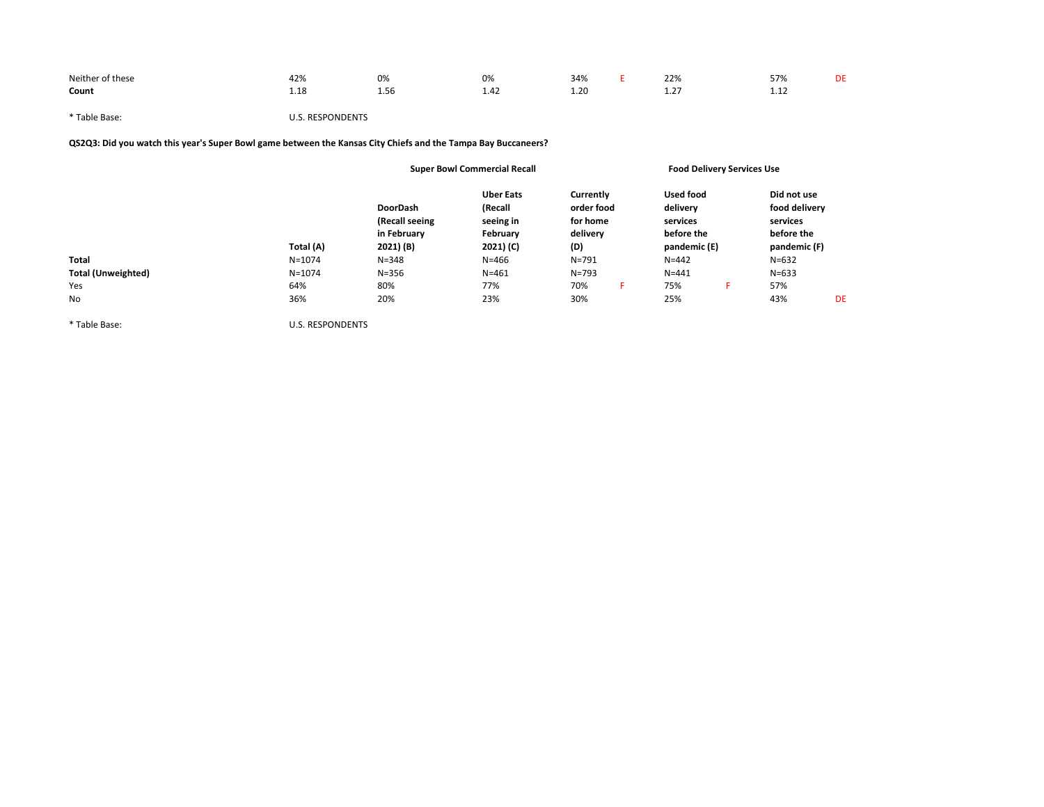| | | | | | | | | |
|---|---|---|---|---|---|---|---|---|
| Neither of these | 42% | 0% | 0% | 34% | E | 22% | 57% | DE |
| **Count** | 1.18 | 1.56 | 1.42 | 1.20 | | 1.27 | 1.12 | |

* Table Base: U.S. RESPONDENTS

**QS2Q3: Did you watch this year's Super Bowl game between the Kansas City Chiefs and the Tampa Bay Buccaneers?**

| | | Super Bowl Commercial Recall | | | | Food Delivery Services Use | | | |
|---|---|---|---|---|---|---|---|---|---|
| | **Total (A)** | **DoorDash (Recall seeing in February 2021) (B)** | **Uber Eats (Recall seeing in February 2021) (C)** | **Currently order food for home delivery (D)** | | **Used food delivery services before the pandemic (E)** | | **Did not use food delivery services before the pandemic (F)** | |
| **Total** | N=1074 | N=348 | N=466 | N=791 | | N=442 | | N=632 | |
| **Total (Unweighted)** | N=1074 | N=356 | N=461 | N=793 | | N=441 | | N=633 | |
| Yes | 64% | 80% | 77% | 70% | F | 75% | F | 57% | |
| No | 36% | 20% | 23% | 30% | | 25% | | 43% | DE |

* Table Base: U.S. RESPONDENTS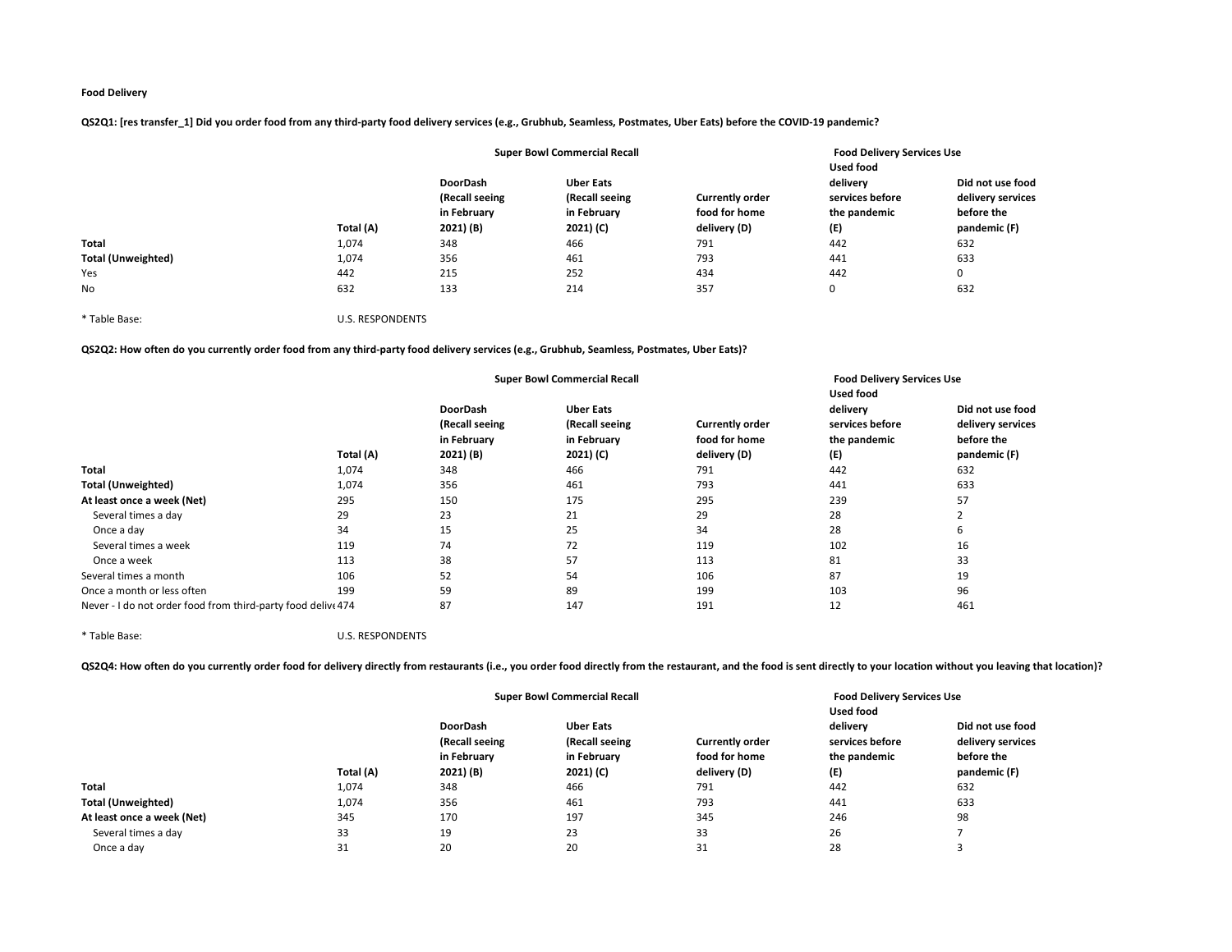**Food Delivery**

**QS2Q1: [res transfer_1] Did you order food from any third-party food delivery services (e.g., Grubhub, Seamless, Postmates, Uber Eats) before the COVID-19 pandemic?**

| | | Super Bowl Commercial Recall | | | Food Delivery Services Use | |
|---|---|---|---|---|---|---|
| | Total (A) | DoorDash (Recall seeing in February 2021) (B) | Uber Eats (Recall seeing in February 2021) (C) | Currently order food for home delivery (D) | Used food delivery services before the pandemic (E) | Did not use food delivery services before the pandemic (F) |
| **Total** | 1,074 | 348 | 466 | 791 | 442 | 632 |
| **Total (Unweighted)** | 1,074 | 356 | 461 | 793 | 441 | 633 |
| Yes | 442 | 215 | 252 | 434 | 442 | 0 |
| No | 632 | 133 | 214 | 357 | 0 | 632 |

* Table Base: U.S. RESPONDENTS

**QS2Q2: How often do you currently order food from any third-party food delivery services (e.g., Grubhub, Seamless, Postmates, Uber Eats)?**

| | | Super Bowl Commercial Recall | | | Food Delivery Services Use | |
|---|---|---|---|---|---|---|
| | Total (A) | DoorDash (Recall seeing in February 2021) (B) | Uber Eats (Recall seeing in February 2021) (C) | Currently order food for home delivery (D) | Used food delivery services before the pandemic (E) | Did not use food delivery services before the pandemic (F) |
| **Total** | 1,074 | 348 | 466 | 791 | 442 | 632 |
| **Total (Unweighted)** | 1,074 | 356 | 461 | 793 | 441 | 633 |
| **At least once a week (Net)** | 295 | 150 | 175 | 295 | 239 | 57 |
| Several times a day | 29 | 23 | 21 | 29 | 28 | 2 |
| Once a day | 34 | 15 | 25 | 34 | 28 | 6 |
| Several times a week | 119 | 74 | 72 | 119 | 102 | 16 |
| Once a week | 113 | 38 | 57 | 113 | 81 | 33 |
| Several times a month | 106 | 52 | 54 | 106 | 87 | 19 |
| Once a month or less often | 199 | 59 | 89 | 199 | 103 | 96 |
| Never - I do not order food from third-party food delive | 474 | 87 | 147 | 191 | 12 | 461 |

* Table Base: U.S. RESPONDENTS

**QS2Q4: How often do you currently order food for delivery directly from restaurants (i.e., you order food directly from the restaurant, and the food is sent directly to your location without you leaving that location)?**

| | | Super Bowl Commercial Recall | | | Food Delivery Services Use | |
|---|---|---|---|---|---|---|
| | Total (A) | DoorDash (Recall seeing in February 2021) (B) | Uber Eats (Recall seeing in February 2021) (C) | Currently order food for home delivery (D) | Used food delivery services before the pandemic (E) | Did not use food delivery services before the pandemic (F) |
| **Total** | 1,074 | 348 | 466 | 791 | 442 | 632 |
| **Total (Unweighted)** | 1,074 | 356 | 461 | 793 | 441 | 633 |
| **At least once a week (Net)** | 345 | 170 | 197 | 345 | 246 | 98 |
| Several times a day | 33 | 19 | 23 | 33 | 26 | 7 |
| Once a day | 31 | 20 | 20 | 31 | 28 | 3 |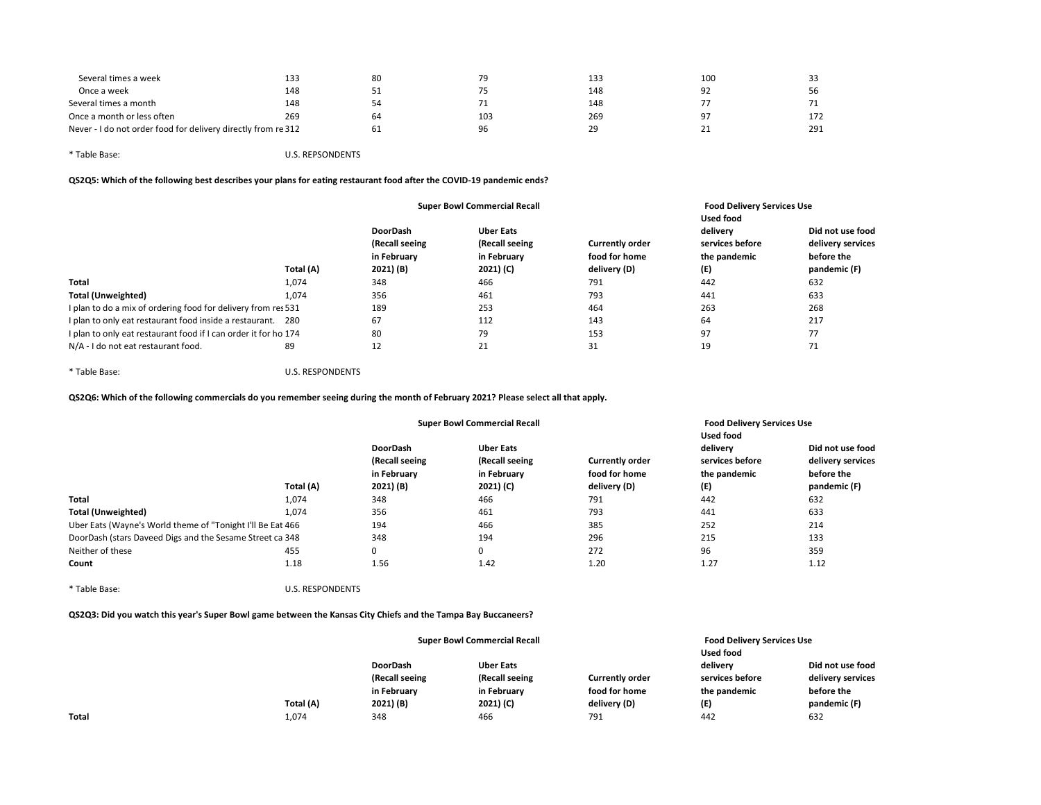| | | | | | | |
|---|---|---|---|---|---|---|
| Several times a week | 133 | 80 | 79 | 133 | 100 | 33 |
| Once a week | 148 | 51 | 75 | 148 | 92 | 56 |
| Several times a month | 148 | 54 | 71 | 148 | 77 | 71 |
| Once a month or less often | 269 | 64 | 103 | 269 | 97 | 172 |
| Never - I do not order food for delivery directly from re | 312 | 61 | 96 | 29 | 21 | 291 |

* Table Base: U.S. REPSONDENTS

**QS2Q5: Which of the following best describes your plans for eating restaurant food after the COVID-19 pandemic ends?**

| | | Super Bowl Commercial Recall | | | Food Delivery Services Use | |
|---|---|---|---|---|---|---|
| | Total (A) | DoorDash (Recall seeing in February 2021) (B) | Uber Eats (Recall seeing in February 2021) (C) | Currently order food for home delivery (D) | Used food delivery services before the pandemic (E) | Did not use food delivery services before the pandemic (F) |
| **Total** | 1,074 | 348 | 466 | 791 | 442 | 632 |
| **Total (Unweighted)** | 1,074 | 356 | 461 | 793 | 441 | 633 |
| I plan to do a mix of ordering food for delivery from res | 531 | 189 | 253 | 464 | 263 | 268 |
| I plan to only eat restaurant food inside a restaurant. | 280 | 67 | 112 | 143 | 64 | 217 |
| I plan to only eat restaurant food if I can order it for ho | 174 | 80 | 79 | 153 | 97 | 77 |
| N/A - I do not eat restaurant food. | 89 | 12 | 21 | 31 | 19 | 71 |

* Table Base: U.S. RESPONDENTS

**QS2Q6: Which of the following commercials do you remember seeing during the month of February 2021? Please select all that apply.**

| | | Super Bowl Commercial Recall | | | Food Delivery Services Use | |
|---|---|---|---|---|---|---|
| | Total (A) | DoorDash (Recall seeing in February 2021) (B) | Uber Eats (Recall seeing in February 2021) (C) | Currently order food for home delivery (D) | Used food delivery services before the pandemic (E) | Did not use food delivery services before the pandemic (F) |
| **Total** | 1,074 | 348 | 466 | 791 | 442 | 632 |
| **Total (Unweighted)** | 1,074 | 356 | 461 | 793 | 441 | 633 |
| Uber Eats (Wayne's World theme of "Tonight I'll Be Eat | 466 | 194 | 466 | 385 | 252 | 214 |
| DoorDash (stars Daveed Digs and the Sesame Street ca | 348 | 348 | 194 | 296 | 215 | 133 |
| Neither of these | 455 | 0 | 0 | 272 | 96 | 359 |
| **Count** | 1.18 | 1.56 | 1.42 | 1.20 | 1.27 | 1.12 |

* Table Base: U.S. RESPONDENTS

**QS2Q3: Did you watch this year's Super Bowl game between the Kansas City Chiefs and the Tampa Bay Buccaneers?**

| | | Super Bowl Commercial Recall | | | Food Delivery Services Use | |
|---|---|---|---|---|---|---|
| | Total (A) | DoorDash (Recall seeing in February 2021) (B) | Uber Eats (Recall seeing in February 2021) (C) | Currently order food for home delivery (D) | Used food delivery services before the pandemic (E) | Did not use food delivery services before the pandemic (F) |
| **Total** | 1,074 | 348 | 466 | 791 | 442 | 632 |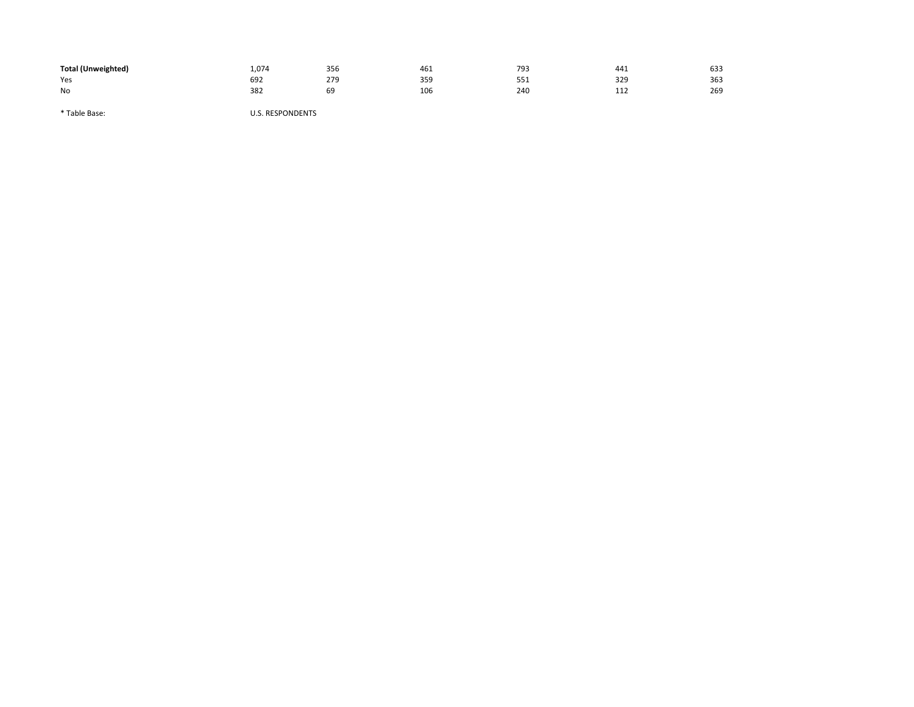| | | | | | | |
|---|---|---|---|---|---|---|
| **Total (Unweighted)** | 1,074 | 356 | 461 | 793 | 441 | 633 |
| Yes | 692 | 279 | 359 | 551 | 329 | 363 |
| No | 382 | 69 | 106 | 240 | 112 | 269 |

* Table Base: U.S. RESPONDENTS